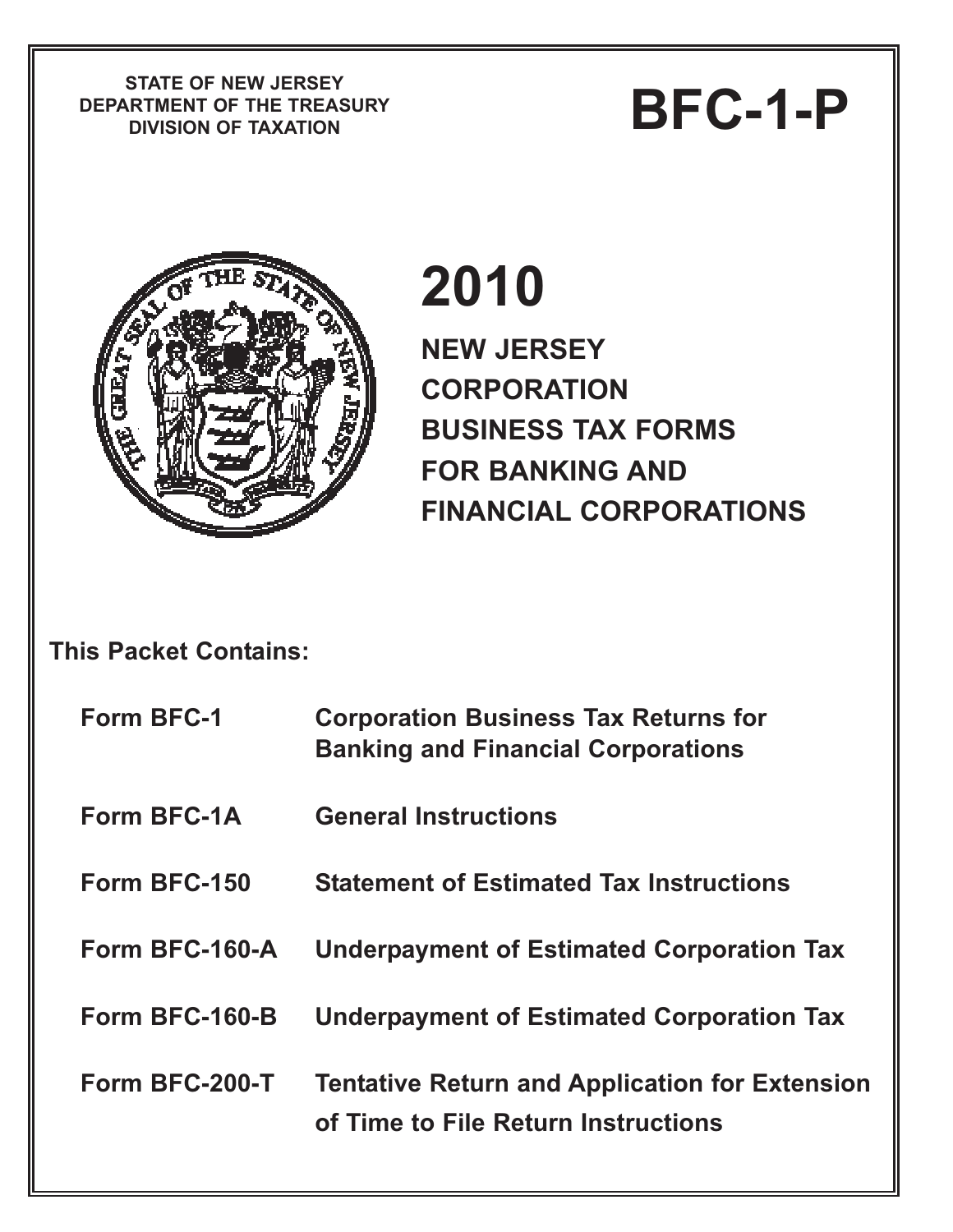STATE OF NEW JERSEY
DEPARTMENT OF THE TREASURY
DIVISION OF TAXATION

# BFC-1-P

# 2010

## NEW JERSEY CORPORATION BUSINESS TAX FORMS FOR BANKING AND FINANCIAL CORPORATIONS

**This Packet Contains:**

| | |
|---|---|
| **Form BFC-1** | **Corporation Business Tax Returns for Banking and Financial Corporations** |
| **Form BFC-1A** | **General Instructions** |
| **Form BFC-150** | **Statement of Estimated Tax Instructions** |
| **Form BFC-160-A** | **Underpayment of Estimated Corporation Tax** |
| **Form BFC-160-B** | **Underpayment of Estimated Corporation Tax** |
| **Form BFC-200-T** | **Tentative Return and Application for Extension of Time to File Return Instructions** |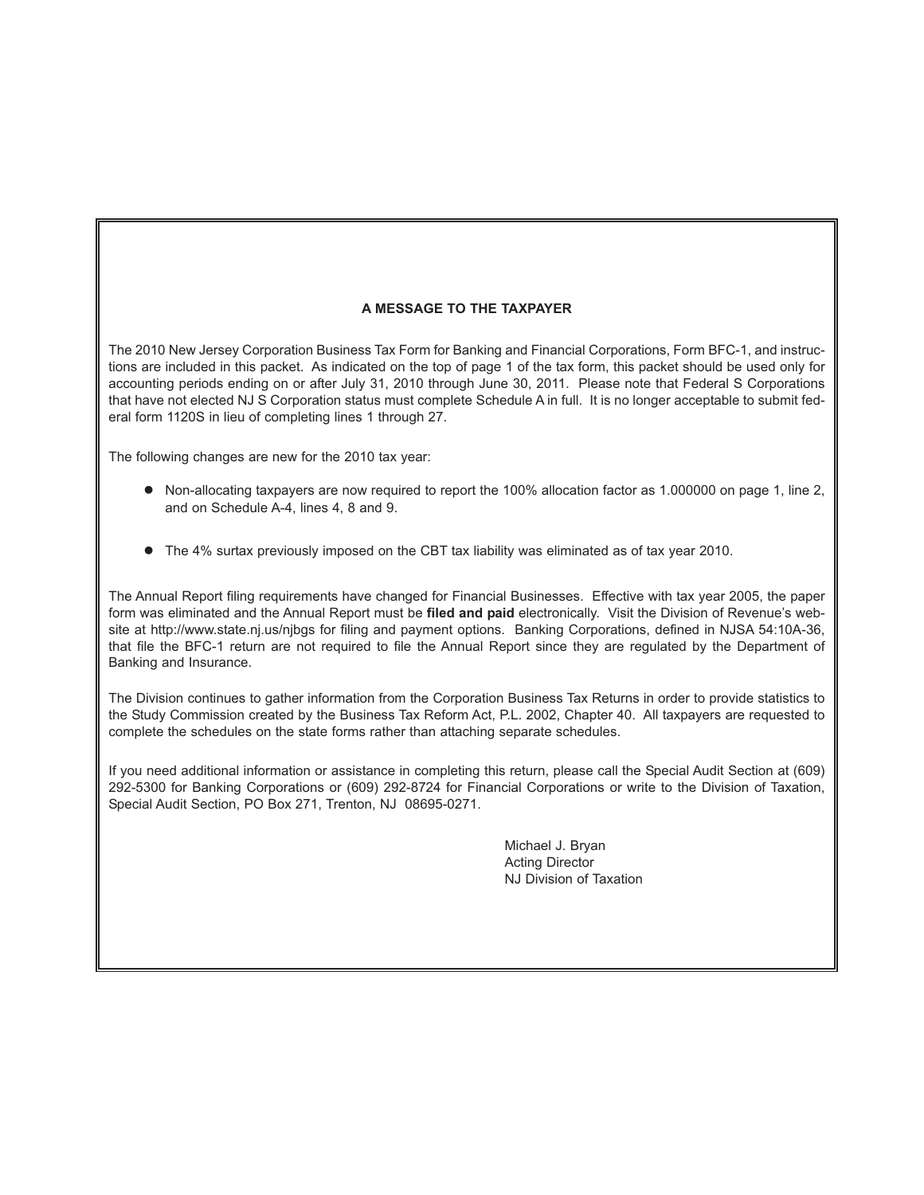## A MESSAGE TO THE TAXPAYER

The 2010 New Jersey Corporation Business Tax Form for Banking and Financial Corporations, Form BFC-1, and instructions are included in this packet. As indicated on the top of page 1 of the tax form, this packet should be used only for accounting periods ending on or after July 31, 2010 through June 30, 2011. Please note that Federal S Corporations that have not elected NJ S Corporation status must complete Schedule A in full. It is no longer acceptable to submit federal form 1120S in lieu of completing lines 1 through 27.

The following changes are new for the 2010 tax year:

- Non-allocating taxpayers are now required to report the 100% allocation factor as 1.000000 on page 1, line 2, and on Schedule A-4, lines 4, 8 and 9.
- The 4% surtax previously imposed on the CBT tax liability was eliminated as of tax year 2010.

The Annual Report filing requirements have changed for Financial Businesses. Effective with tax year 2005, the paper form was eliminated and the Annual Report must be **filed and paid** electronically. Visit the Division of Revenue's website at http://www.state.nj.us/njbgs for filing and payment options. Banking Corporations, defined in NJSA 54:10A-36, that file the BFC-1 return are not required to file the Annual Report since they are regulated by the Department of Banking and Insurance.

The Division continues to gather information from the Corporation Business Tax Returns in order to provide statistics to the Study Commission created by the Business Tax Reform Act, P.L. 2002, Chapter 40. All taxpayers are requested to complete the schedules on the state forms rather than attaching separate schedules.

If you need additional information or assistance in completing this return, please call the Special Audit Section at (609) 292-5300 for Banking Corporations or (609) 292-8724 for Financial Corporations or write to the Division of Taxation, Special Audit Section, PO Box 271, Trenton, NJ 08695-0271.

Michael J. Bryan
Acting Director
NJ Division of Taxation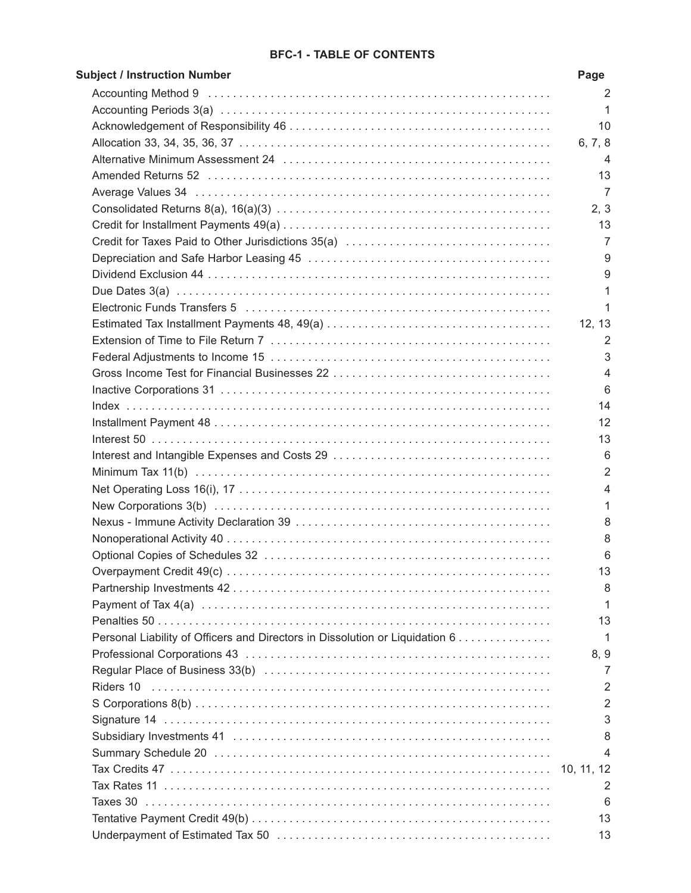## BFC-1 - TABLE OF CONTENTS

| Subject / Instruction Number | Page |
|---|---|
| Accounting Method 9 | 2 |
| Accounting Periods 3(a) | 1 |
| Acknowledgement of Responsibility 46 | 10 |
| Allocation 33, 34, 35, 36, 37 | 6, 7, 8 |
| Alternative Minimum Assessment 24 | 4 |
| Amended Returns 52 | 13 |
| Average Values 34 | 7 |
| Consolidated Returns 8(a), 16(a)(3) | 2, 3 |
| Credit for Installment Payments 49(a) | 13 |
| Credit for Taxes Paid to Other Jurisdictions 35(a) | 7 |
| Depreciation and Safe Harbor Leasing 45 | 9 |
| Dividend Exclusion 44 | 9 |
| Due Dates 3(a) | 1 |
| Electronic Funds Transfers 5 | 1 |
| Estimated Tax Installment Payments 48, 49(a) | 12, 13 |
| Extension of Time to File Return 7 | 2 |
| Federal Adjustments to Income 15 | 3 |
| Gross Income Test for Financial Businesses 22 | 4 |
| Inactive Corporations 31 | 6 |
| Index | 14 |
| Installment Payment 48 | 12 |
| Interest 50 | 13 |
| Interest and Intangible Expenses and Costs 29 | 6 |
| Minimum Tax 11(b) | 2 |
| Net Operating Loss 16(i), 17 | 4 |
| New Corporations 3(b) | 1 |
| Nexus - Immune Activity Declaration 39 | 8 |
| Nonoperational Activity 40 | 8 |
| Optional Copies of Schedules 32 | 6 |
| Overpayment Credit 49(c) | 13 |
| Partnership Investments 42 | 8 |
| Payment of Tax 4(a) | 1 |
| Penalties 50 | 13 |
| Personal Liability of Officers and Directors in Dissolution or Liquidation 6 | 1 |
| Professional Corporations 43 | 8, 9 |
| Regular Place of Business 33(b) | 7 |
| Riders 10 | 2 |
| S Corporations 8(b) | 2 |
| Signature 14 | 3 |
| Subsidiary Investments 41 | 8 |
| Summary Schedule 20 | 4 |
| Tax Credits 47 | 10, 11, 12 |
| Tax Rates 11 | 2 |
| Taxes 30 | 6 |
| Tentative Payment Credit 49(b) | 13 |
| Underpayment of Estimated Tax 50 | 13 |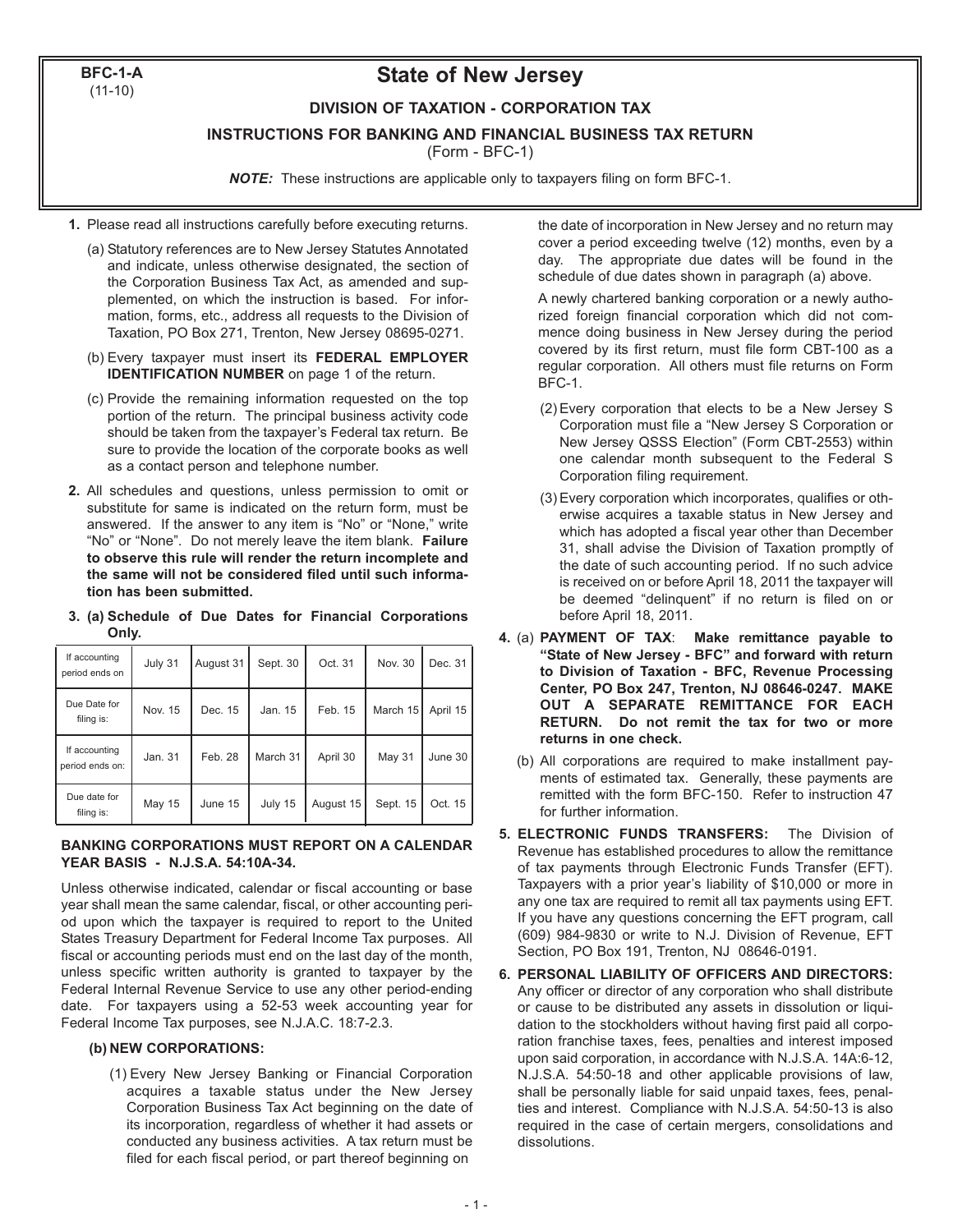**BFC-1-A**
(11-10)

# State of New Jersey

## DIVISION OF TAXATION - CORPORATION TAX

### INSTRUCTIONS FOR BANKING AND FINANCIAL BUSINESS TAX RETURN

(Form - BFC-1)

***NOTE:*** These instructions are applicable only to taxpayers filing on form BFC-1.

**1.** Please read all instructions carefully before executing returns.

(a) Statutory references are to New Jersey Statutes Annotated and indicate, unless otherwise designated, the section of the Corporation Business Tax Act, as amended and supplemented, on which the instruction is based. For information, forms, etc., address all requests to the Division of Taxation, PO Box 271, Trenton, New Jersey 08695-0271.

(b) Every taxpayer must insert its **FEDERAL EMPLOYER IDENTIFICATION NUMBER** on page 1 of the return.

(c) Provide the remaining information requested on the top portion of the return. The principal business activity code should be taken from the taxpayer's Federal tax return. Be sure to provide the location of the corporate books as well as a contact person and telephone number.

**2.** All schedules and questions, unless permission to omit or substitute for same is indicated on the return form, must be answered. If the answer to any item is "No" or "None," write "No" or "None". Do not merely leave the item blank. **Failure to observe this rule will render the return incomplete and the same will not be considered filed until such information has been submitted.**

**3. (a) Schedule of Due Dates for Financial Corporations Only.**

| If accounting period ends on | July 31 | August 31 | Sept. 30 | Oct. 31 | Nov. 30 | Dec. 31 |
|---|---|---|---|---|---|---|
| Due Date for filing is: | Nov. 15 | Dec. 15 | Jan. 15 | Feb. 15 | March 15 | April 15 |
| If accounting period ends on: | Jan. 31 | Feb. 28 | March 31 | April 30 | May 31 | June 30 |
| Due date for filing is: | May 15 | June 15 | July 15 | August 15 | Sept. 15 | Oct. 15 |

**BANKING CORPORATIONS MUST REPORT ON A CALENDAR YEAR BASIS - N.J.S.A. 54:10A-34.**

Unless otherwise indicated, calendar or fiscal accounting or base year shall mean the same calendar, fiscal, or other accounting period upon which the taxpayer is required to report to the United States Treasury Department for Federal Income Tax purposes. All fiscal or accounting periods must end on the last day of the month, unless specific written authority is granted to taxpayer by the Federal Internal Revenue Service to use any other period-ending date. For taxpayers using a 52-53 week accounting year for Federal Income Tax purposes, see N.J.A.C. 18:7-2.3.

**(b) NEW CORPORATIONS:**

(1) Every New Jersey Banking or Financial Corporation acquires a taxable status under the New Jersey Corporation Business Tax Act beginning on the date of its incorporation, regardless of whether it had assets or conducted any business activities. A tax return must be filed for each fiscal period, or part thereof beginning on the date of incorporation in New Jersey and no return may cover a period exceeding twelve (12) months, even by a day. The appropriate due dates will be found in the schedule of due dates shown in paragraph (a) above.

A newly chartered banking corporation or a newly authorized foreign financial corporation which did not commence doing business in New Jersey during the period covered by its first return, must file form CBT-100 as a regular corporation. All others must file returns on Form BFC-1.

(2) Every corporation that elects to be a New Jersey S Corporation must file a "New Jersey S Corporation or New Jersey QSSS Election" (Form CBT-2553) within one calendar month subsequent to the Federal S Corporation filing requirement.

(3) Every corporation which incorporates, qualifies or otherwise acquires a taxable status in New Jersey and which has adopted a fiscal year other than December 31, shall advise the Division of Taxation promptly of the date of such accounting period. If no such advice is received on or before April 18, 2011 the taxpayer will be deemed "delinquent" if no return is filed on or before April 18, 2011.

**4.** (a) **PAYMENT OF TAX**: **Make remittance payable to "State of New Jersey - BFC" and forward with return to Division of Taxation - BFC, Revenue Processing Center, PO Box 247, Trenton, NJ 08646-0247. MAKE OUT A SEPARATE REMITTANCE FOR EACH RETURN. Do not remit the tax for two or more returns in one check.**

(b) All corporations are required to make installment payments of estimated tax. Generally, these payments are remitted with the form BFC-150. Refer to instruction 47 for further information.

**5. ELECTRONIC FUNDS TRANSFERS:** The Division of Revenue has established procedures to allow the remittance of tax payments through Electronic Funds Transfer (EFT). Taxpayers with a prior year's liability of $10,000 or more in any one tax are required to remit all tax payments using EFT. If you have any questions concerning the EFT program, call (609) 984-9830 or write to N.J. Division of Revenue, EFT Section, PO Box 191, Trenton, NJ 08646-0191.

**6. PERSONAL LIABILITY OF OFFICERS AND DIRECTORS:** Any officer or director of any corporation who shall distribute or cause to be distributed any assets in dissolution or liquidation to the stockholders without having first paid all corporation franchise taxes, fees, penalties and interest imposed upon said corporation, in accordance with N.J.S.A. 14A:6-12, N.J.S.A. 54:50-18 and other applicable provisions of law, shall be personally liable for said unpaid taxes, fees, penalties and interest. Compliance with N.J.S.A. 54:50-13 is also required in the case of certain mergers, consolidations and dissolutions.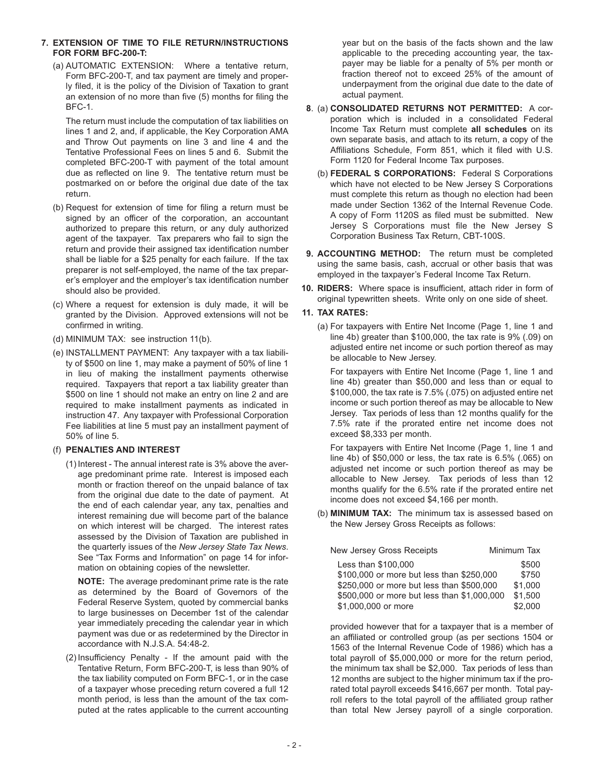**7. EXTENSION OF TIME TO FILE RETURN/INSTRUCTIONS FOR FORM BFC-200-T:**

(a) AUTOMATIC EXTENSION: Where a tentative return, Form BFC-200-T, and tax payment are timely and properly filed, it is the policy of the Division of Taxation to grant an extension of no more than five (5) months for filing the BFC-1.

The return must include the computation of tax liabilities on lines 1 and 2, and, if applicable, the Key Corporation AMA and Throw Out payments on line 3 and line 4 and the Tentative Professional Fees on lines 5 and 6. Submit the completed BFC-200-T with payment of the total amount due as reflected on line 9. The tentative return must be postmarked on or before the original due date of the tax return.

(b) Request for extension of time for filing a return must be signed by an officer of the corporation, an accountant authorized to prepare this return, or any duly authorized agent of the taxpayer. Tax preparers who fail to sign the return and provide their assigned tax identification number shall be liable for a $25 penalty for each failure. If the tax preparer is not self-employed, the name of the tax preparer's employer and the employer's tax identification number should also be provided.

(c) Where a request for extension is duly made, it will be granted by the Division. Approved extensions will not be confirmed in writing.

(d) MINIMUM TAX: see instruction 11(b).

(e) INSTALLMENT PAYMENT: Any taxpayer with a tax liability of $500 on line 1, may make a payment of 50% of line 1 in lieu of making the installment payments otherwise required. Taxpayers that report a tax liability greater than $500 on line 1 should not make an entry on line 2 and are required to make installment payments as indicated in instruction 47. Any taxpayer with Professional Corporation Fee liabilities at line 5 must pay an installment payment of 50% of line 5.

(f) **PENALTIES AND INTEREST**

(1) Interest - The annual interest rate is 3% above the average predominant prime rate. Interest is imposed each month or fraction thereof on the unpaid balance of tax from the original due date to the date of payment. At the end of each calendar year, any tax, penalties and interest remaining due will become part of the balance on which interest will be charged. The interest rates assessed by the Division of Taxation are published in the quarterly issues of the *New Jersey State Tax News*. See "Tax Forms and Information" on page 14 for information on obtaining copies of the newsletter.

**NOTE:** The average predominant prime rate is the rate as determined by the Board of Governors of the Federal Reserve System, quoted by commercial banks to large businesses on December 1st of the calendar year immediately preceding the calendar year in which payment was due or as redetermined by the Director in accordance with N.J.S.A. 54:48-2.

(2) Insufficiency Penalty - If the amount paid with the Tentative Return, Form BFC-200-T, is less than 90% of the tax liability computed on Form BFC-1, or in the case of a taxpayer whose preceding return covered a full 12 month period, is less than the amount of the tax computed at the rates applicable to the current accounting year but on the basis of the facts shown and the law applicable to the preceding accounting year, the taxpayer may be liable for a penalty of 5% per month or fraction thereof not to exceed 25% of the amount of underpayment from the original due date to the date of actual payment.

**8**. (a) **CONSOLIDATED RETURNS NOT PERMITTED:** A corporation which is included in a consolidated Federal Income Tax Return must complete **all schedules** on its own separate basis, and attach to its return, a copy of the Affiliations Schedule, Form 851, which it filed with U.S. Form 1120 for Federal Income Tax purposes.

(b) **FEDERAL S CORPORATIONS:** Federal S Corporations which have not elected to be New Jersey S Corporations must complete this return as though no election had been made under Section 1362 of the Internal Revenue Code. A copy of Form 1120S as filed must be submitted. New Jersey S Corporations must file the New Jersey S Corporation Business Tax Return, CBT-100S.

**9. ACCOUNTING METHOD:** The return must be completed using the same basis, cash, accrual or other basis that was employed in the taxpayer's Federal Income Tax Return.

**10. RIDERS:** Where space is insufficient, attach rider in form of original typewritten sheets. Write only on one side of sheet.

**11. TAX RATES:**

(a) For taxpayers with Entire Net Income (Page 1, line 1 and line 4b) greater than $100,000, the tax rate is 9% (.09) on adjusted entire net income or such portion thereof as may be allocable to New Jersey.

For taxpayers with Entire Net Income (Page 1, line 1 and line 4b) greater than $50,000 and less than or equal to $100,000, the tax rate is 7.5% (.075) on adjusted entire net income or such portion thereof as may be allocable to New Jersey. Tax periods of less than 12 months qualify for the 7.5% rate if the prorated entire net income does not exceed $8,333 per month.

For taxpayers with Entire Net Income (Page 1, line 1 and line 4b) of $50,000 or less, the tax rate is 6.5% (.065) on adjusted net income or such portion thereof as may be allocable to New Jersey. Tax periods of less than 12 months qualify for the 6.5% rate if the prorated entire net income does not exceed $4,166 per month.

(b) **MINIMUM TAX:** The minimum tax is assessed based on the New Jersey Gross Receipts as follows:

| New Jersey Gross Receipts | Minimum Tax |
|---|---|
| Less than $100,000 | $500 |
| $100,000 or more but less than $250,000 | $750 |
| $250,000 or more but less than $500,000 | $1,000 |
| $500,000 or more but less than $1,000,000 | $1,500 |
| $1,000,000 or more | $2,000 |

provided however that for a taxpayer that is a member of an affiliated or controlled group (as per sections 1504 or 1563 of the Internal Revenue Code of 1986) which has a total payroll of $5,000,000 or more for the return period, the minimum tax shall be $2,000. Tax periods of less than 12 months are subject to the higher minimum tax if the prorated total payroll exceeds $416,667 per month. Total payroll refers to the total payroll of the affiliated group rather than total New Jersey payroll of a single corporation.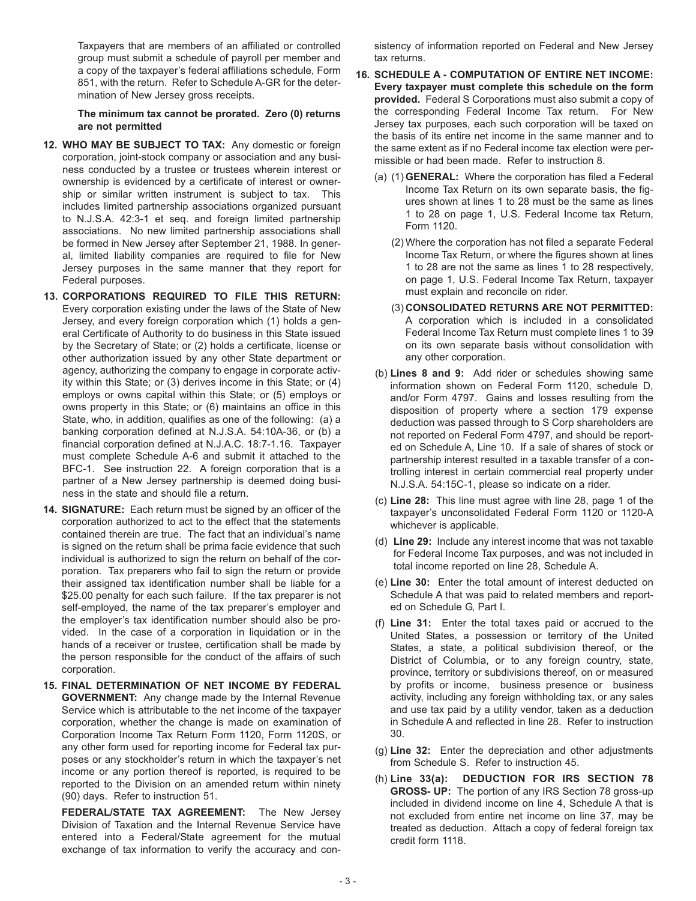Taxpayers that are members of an affiliated or controlled group must submit a schedule of payroll per member and a copy of the taxpayer's federal affiliations schedule, Form 851, with the return. Refer to Schedule A-GR for the determination of New Jersey gross receipts.

**The minimum tax cannot be prorated. Zero (0) returns are not permitted**

**12. WHO MAY BE SUBJECT TO TAX:** Any domestic or foreign corporation, joint-stock company or association and any business conducted by a trustee or trustees wherein interest or ownership is evidenced by a certificate of interest or ownership or similar written instrument is subject to tax. This includes limited partnership associations organized pursuant to N.J.S.A. 42:3-1 et seq. and foreign limited partnership associations. No new limited partnership associations shall be formed in New Jersey after September 21, 1988. In general, limited liability companies are required to file for New Jersey purposes in the same manner that they report for Federal purposes.

**13. CORPORATIONS REQUIRED TO FILE THIS RETURN:** Every corporation existing under the laws of the State of New Jersey, and every foreign corporation which (1) holds a general Certificate of Authority to do business in this State issued by the Secretary of State; or (2) holds a certificate, license or other authorization issued by any other State department or agency, authorizing the company to engage in corporate activity within this State; or (3) derives income in this State; or (4) employs or owns capital within this State; or (5) employs or owns property in this State; or (6) maintains an office in this State, who, in addition, qualifies as one of the following: (a) a banking corporation defined at N.J.S.A. 54:10A-36, or (b) a financial corporation defined at N.J.A.C. 18:7-1.16. Taxpayer must complete Schedule A-6 and submit it attached to the BFC-1. See instruction 22. A foreign corporation that is a partner of a New Jersey partnership is deemed doing business in the state and should file a return.

**14. SIGNATURE:** Each return must be signed by an officer of the corporation authorized to act to the effect that the statements contained therein are true. The fact that an individual's name is signed on the return shall be prima facie evidence that such individual is authorized to sign the return on behalf of the corporation. Tax preparers who fail to sign the return or provide their assigned tax identification number shall be liable for a $25.00 penalty for each such failure. If the tax preparer is not self-employed, the name of the tax preparer's employer and the employer's tax identification number should also be provided. In the case of a corporation in liquidation or in the hands of a receiver or trustee, certification shall be made by the person responsible for the conduct of the affairs of such corporation.

**15. FINAL DETERMINATION OF NET INCOME BY FEDERAL GOVERNMENT:** Any change made by the Internal Revenue Service which is attributable to the net income of the taxpayer corporation, whether the change is made on examination of Corporation Income Tax Return Form 1120, Form 1120S, or any other form used for reporting income for Federal tax purposes or any stockholder's return in which the taxpayer's net income or any portion thereof is reported, is required to be reported to the Division on an amended return within ninety (90) days. Refer to instruction 51.

**FEDERAL/STATE TAX AGREEMENT:** The New Jersey Division of Taxation and the Internal Revenue Service have entered into a Federal/State agreement for the mutual exchange of tax information to verify the accuracy and consistency of information reported on Federal and New Jersey tax returns.

**16. SCHEDULE A - COMPUTATION OF ENTIRE NET INCOME: Every taxpayer must complete this schedule on the form provided.** Federal S Corporations must also submit a copy of the corresponding Federal Income Tax return. For New Jersey tax purposes, each such corporation will be taxed on the basis of its entire net income in the same manner and to the same extent as if no Federal income tax election were permissible or had been made. Refer to instruction 8.

(a) (1) **GENERAL:** Where the corporation has filed a Federal Income Tax Return on its own separate basis, the figures shown at lines 1 to 28 must be the same as lines 1 to 28 on page 1, U.S. Federal Income tax Return, Form 1120.

(2) Where the corporation has not filed a separate Federal Income Tax Return, or where the figures shown at lines 1 to 28 are not the same as lines 1 to 28 respectively, on page 1, U.S. Federal Income Tax Return, taxpayer must explain and reconcile on rider.

(3) **CONSOLIDATED RETURNS ARE NOT PERMITTED:** A corporation which is included in a consolidated Federal Income Tax Return must complete lines 1 to 39 on its own separate basis without consolidation with any other corporation.

(b) **Lines 8 and 9:** Add rider or schedules showing same information shown on Federal Form 1120, schedule D, and/or Form 4797. Gains and losses resulting from the disposition of property where a section 179 expense deduction was passed through to S Corp shareholders are not reported on Federal Form 4797, and should be reported on Schedule A, Line 10. If a sale of shares of stock or partnership interest resulted in a taxable transfer of a controlling interest in certain commercial real property under N.J.S.A. 54:15C-1, please so indicate on a rider.

(c) **Line 28:** This line must agree with line 28, page 1 of the taxpayer's unconsolidated Federal Form 1120 or 1120-A whichever is applicable.

(d) **Line 29:** Include any interest income that was not taxable for Federal Income Tax purposes, and was not included in total income reported on line 28, Schedule A.

(e) **Line 30:** Enter the total amount of interest deducted on Schedule A that was paid to related members and reported on Schedule G, Part I.

(f) **Line 31:** Enter the total taxes paid or accrued to the United States, a possession or territory of the United States, a state, a political subdivision thereof, or the District of Columbia, or to any foreign country, state, province, territory or subdivisions thereof, on or measured by profits or income, business presence or business activity, including any foreign withholding tax, or any sales and use tax paid by a utility vendor, taken as a deduction in Schedule A and reflected in line 28. Refer to instruction 30.

(g) **Line 32:** Enter the depreciation and other adjustments from Schedule S. Refer to instruction 45.

(h) **Line 33(a): DEDUCTION FOR IRS SECTION 78 GROSS- UP:** The portion of any IRS Section 78 gross-up included in dividend income on line 4, Schedule A that is not excluded from entire net income on line 37, may be treated as deduction. Attach a copy of federal foreign tax credit form 1118.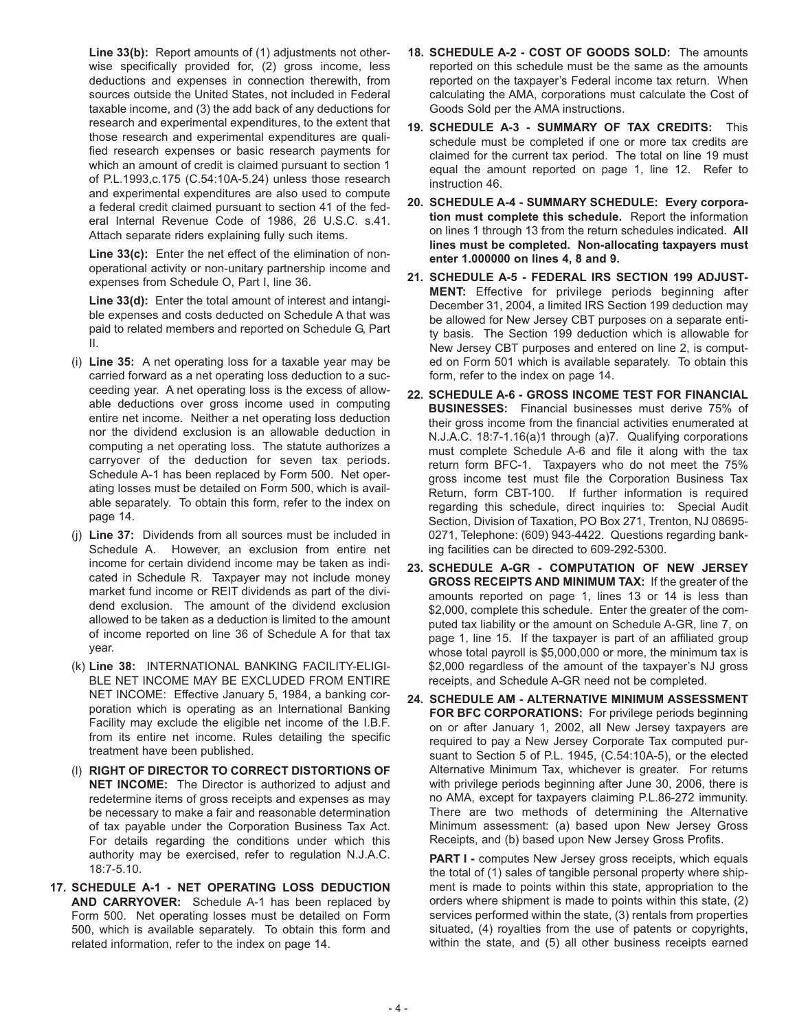**Line 33(b):** Report amounts of (1) adjustments not otherwise specifically provided for, (2) gross income, less deductions and expenses in connection therewith, from sources outside the United States, not included in Federal taxable income, and (3) the add back of any deductions for research and experimental expenditures, to the extent that those research and experimental expenditures are qualified research expenses or basic research payments for which an amount of credit is claimed pursuant to section 1 of P.L.1993,c.175 (C.54:10A-5.24) unless those research and experimental expenditures are also used to compute a federal credit claimed pursuant to section 41 of the federal Internal Revenue Code of 1986, 26 U.S.C. s.41. Attach separate riders explaining fully such items.

**Line 33(c):** Enter the net effect of the elimination of nonoperational activity or non-unitary partnership income and expenses from Schedule O, Part I, line 36.

**Line 33(d):** Enter the total amount of interest and intangible expenses and costs deducted on Schedule A that was paid to related members and reported on Schedule G, Part II.

(i) **Line 35:** A net operating loss for a taxable year may be carried forward as a net operating loss deduction to a succeeding year. A net operating loss is the excess of allowable deductions over gross income used in computing entire net income. Neither a net operating loss deduction nor the dividend exclusion is an allowable deduction in computing a net operating loss. The statute authorizes a carryover of the deduction for seven tax periods. Schedule A-1 has been replaced by Form 500. Net operating losses must be detailed on Form 500, which is available separately. To obtain this form, refer to the index on page 14.

(j) **Line 37:** Dividends from all sources must be included in Schedule A. However, an exclusion from entire net income for certain dividend income may be taken as indicated in Schedule R. Taxpayer may not include money market fund income or REIT dividends as part of the dividend exclusion. The amount of the dividend exclusion allowed to be taken as a deduction is limited to the amount of income reported on line 36 of Schedule A for that tax year.

(k) **Line 38:** INTERNATIONAL BANKING FACILITY-ELIGIBLE NET INCOME MAY BE EXCLUDED FROM ENTIRE NET INCOME: Effective January 5, 1984, a banking corporation which is operating as an International Banking Facility may exclude the eligible net income of the I.B.F. from its entire net income. Rules detailing the specific treatment have been published.

(l) **RIGHT OF DIRECTOR TO CORRECT DISTORTIONS OF NET INCOME:** The Director is authorized to adjust and redetermine items of gross receipts and expenses as may be necessary to make a fair and reasonable determination of tax payable under the Corporation Business Tax Act. For details regarding the conditions under which this authority may be exercised, refer to regulation N.J.A.C. 18:7-5.10.

**17. SCHEDULE A-1 - NET OPERATING LOSS DEDUCTION AND CARRYOVER:** Schedule A-1 has been replaced by Form 500. Net operating losses must be detailed on Form 500, which is available separately. To obtain this form and related information, refer to the index on page 14.

**18. SCHEDULE A-2 - COST OF GOODS SOLD:** The amounts reported on this schedule must be the same as the amounts reported on the taxpayer's Federal income tax return. When calculating the AMA, corporations must calculate the Cost of Goods Sold per the AMA instructions.

**19. SCHEDULE A-3 - SUMMARY OF TAX CREDITS:** This schedule must be completed if one or more tax credits are claimed for the current tax period. The total on line 19 must equal the amount reported on page 1, line 12. Refer to instruction 46.

**20. SCHEDULE A-4 - SUMMARY SCHEDULE: Every corporation must complete this schedule.** Report the information on lines 1 through 13 from the return schedules indicated. **All lines must be completed. Non-allocating taxpayers must enter 1.000000 on lines 4, 8 and 9.**

**21. SCHEDULE A-5 - FEDERAL IRS SECTION 199 ADJUSTMENT:** Effective for privilege periods beginning after December 31, 2004, a limited IRS Section 199 deduction may be allowed for New Jersey CBT purposes on a separate entity basis. The Section 199 deduction which is allowable for New Jersey CBT purposes and entered on line 2, is computed on Form 501 which is available separately. To obtain this form, refer to the index on page 14.

**22. SCHEDULE A-6 - GROSS INCOME TEST FOR FINANCIAL BUSINESSES:** Financial businesses must derive 75% of their gross income from the financial activities enumerated at N.J.A.C. 18:7-1.16(a)1 through (a)7. Qualifying corporations must complete Schedule A-6 and file it along with the tax return form BFC-1. Taxpayers who do not meet the 75% gross income test must file the Corporation Business Tax Return, form CBT-100. If further information is required regarding this schedule, direct inquiries to: Special Audit Section, Division of Taxation, PO Box 271, Trenton, NJ 08695-0271, Telephone: (609) 943-4422. Questions regarding banking facilities can be directed to 609-292-5300.

**23. SCHEDULE A-GR - COMPUTATION OF NEW JERSEY GROSS RECEIPTS AND MINIMUM TAX:** If the greater of the amounts reported on page 1, lines 13 or 14 is less than $2,000, complete this schedule. Enter the greater of the computed tax liability or the amount on Schedule A-GR, line 7, on page 1, line 15. If the taxpayer is part of an affiliated group whose total payroll is $5,000,000 or more, the minimum tax is $2,000 regardless of the amount of the taxpayer's NJ gross receipts, and Schedule A-GR need not be completed.

**24. SCHEDULE AM - ALTERNATIVE MINIMUM ASSESSMENT FOR BFC CORPORATIONS:** For privilege periods beginning on or after January 1, 2002, all New Jersey taxpayers are required to pay a New Jersey Corporate Tax computed pursuant to Section 5 of P.L. 1945, (C.54:10A-5), or the elected Alternative Minimum Tax, whichever is greater. For returns with privilege periods beginning after June 30, 2006, there is no AMA, except for taxpayers claiming P.L.86-272 immunity. There are two methods of determining the Alternative Minimum assessment: (a) based upon New Jersey Gross Receipts, and (b) based upon New Jersey Gross Profits.

**PART I -** computes New Jersey gross receipts, which equals the total of (1) sales of tangible personal property where shipment is made to points within this state, appropriation to the orders where shipment is made to points within this state, (2) services performed within the state, (3) rentals from properties situated, (4) royalties from the use of patents or copyrights, within the state, and (5) all other business receipts earned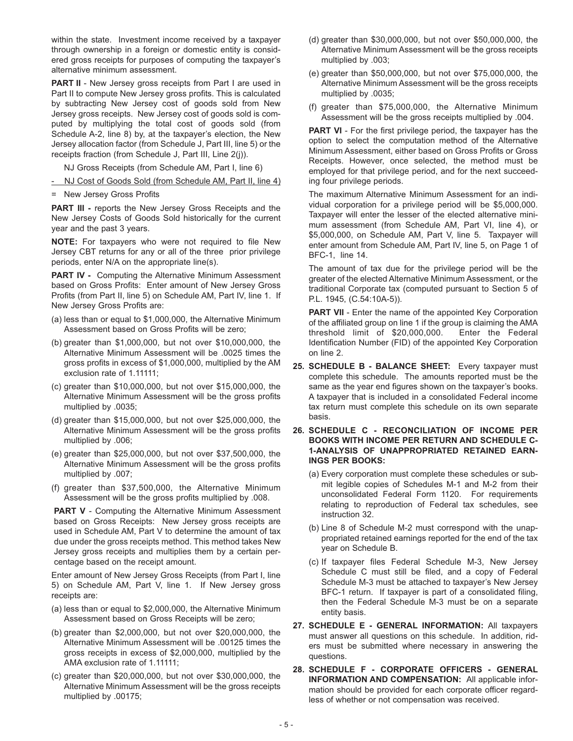within the state. Investment income received by a taxpayer through ownership in a foreign or domestic entity is considered gross receipts for purposes of computing the taxpayer's alternative minimum assessment.

**PART II** - New Jersey gross receipts from Part I are used in Part II to compute New Jersey gross profits. This is calculated by subtracting New Jersey cost of goods sold from New Jersey gross receipts. New Jersey cost of goods sold is computed by multiplying the total cost of goods sold (from Schedule A-2, line 8) by, at the taxpayer's election, the New Jersey allocation factor (from Schedule J, Part III, line 5) or the receipts fraction (from Schedule J, Part III, Line 2(j)).

NJ Gross Receipts (from Schedule AM, Part I, line 6)

\- NJ Cost of Goods Sold (from Schedule AM, Part II, line 4)

= New Jersey Gross Profits

**PART III -** reports the New Jersey Gross Receipts and the New Jersey Costs of Goods Sold historically for the current year and the past 3 years.

**NOTE:** For taxpayers who were not required to file New Jersey CBT returns for any or all of the three prior privilege periods, enter N/A on the appropriate line(s).

**PART IV -** Computing the Alternative Minimum Assessment based on Gross Profits: Enter amount of New Jersey Gross Profits (from Part II, line 5) on Schedule AM, Part IV, line 1. If New Jersey Gross Profits are:

(a) less than or equal to $1,000,000, the Alternative Minimum Assessment based on Gross Profits will be zero;

(b) greater than $1,000,000, but not over $10,000,000, the Alternative Minimum Assessment will be .0025 times the gross profits in excess of $1,000,000, multiplied by the AM exclusion rate of 1.11111;

(c) greater than $10,000,000, but not over $15,000,000, the Alternative Minimum Assessment will be the gross profits multiplied by .0035;

(d) greater than $15,000,000, but not over $25,000,000, the Alternative Minimum Assessment will be the gross profits multiplied by .006;

(e) greater than $25,000,000, but not over $37,500,000, the Alternative Minimum Assessment will be the gross profits multiplied by .007;

(f) greater than $37,500,000, the Alternative Minimum Assessment will be the gross profits multiplied by .008.

**PART V** - Computing the Alternative Minimum Assessment based on Gross Receipts: New Jersey gross receipts are used in Schedule AM, Part V to determine the amount of tax due under the gross receipts method. This method takes New Jersey gross receipts and multiplies them by a certain percentage based on the receipt amount.

Enter amount of New Jersey Gross Receipts (from Part I, line 5) on Schedule AM, Part V, line 1. If New Jersey gross receipts are:

(a) less than or equal to $2,000,000, the Alternative Minimum Assessment based on Gross Receipts will be zero;

(b) greater than $2,000,000, but not over $20,000,000, the Alternative Minimum Assessment will be .00125 times the gross receipts in excess of $2,000,000, multiplied by the AMA exclusion rate of 1.11111;

(c) greater than $20,000,000, but not over $30,000,000, the Alternative Minimum Assessment will be the gross receipts multiplied by .00175;

(d) greater than $30,000,000, but not over $50,000,000, the Alternative Minimum Assessment will be the gross receipts multiplied by .003;

(e) greater than $50,000,000, but not over $75,000,000, the Alternative Minimum Assessment will be the gross receipts multiplied by .0035;

(f) greater than $75,000,000, the Alternative Minimum Assessment will be the gross receipts multiplied by .004.

**PART VI** - For the first privilege period, the taxpayer has the option to select the computation method of the Alternative Minimum Assessment, either based on Gross Profits or Gross Receipts. However, once selected, the method must be employed for that privilege period, and for the next succeeding four privilege periods.

The maximum Alternative Minimum Assessment for an individual corporation for a privilege period will be $5,000,000. Taxpayer will enter the lesser of the elected alternative minimum assessment (from Schedule AM, Part VI, line 4), or $5,000,000, on Schedule AM, Part V, line 5. Taxpayer will enter amount from Schedule AM, Part IV, line 5, on Page 1 of BFC-1, line 14.

The amount of tax due for the privilege period will be the greater of the elected Alternative Minimum Assessment, or the traditional Corporate tax (computed pursuant to Section 5 of P.L. 1945, (C.54:10A-5)).

**PART VII** - Enter the name of the appointed Key Corporation of the affiliated group on line 1 if the group is claiming the AMA threshold limit of $20,000,000. Enter the Federal Identification Number (FID) of the appointed Key Corporation on line 2.

**25. SCHEDULE B - BALANCE SHEET:** Every taxpayer must complete this schedule. The amounts reported must be the same as the year end figures shown on the taxpayer's books. A taxpayer that is included in a consolidated Federal income tax return must complete this schedule on its own separate basis.

**26. SCHEDULE C - RECONCILIATION OF INCOME PER BOOKS WITH INCOME PER RETURN AND SCHEDULE C-1-ANALYSIS OF UNAPPROPRIATED RETAINED EARNINGS PER BOOKS:**

(a) Every corporation must complete these schedules or submit legible copies of Schedules M-1 and M-2 from their unconsolidated Federal Form 1120. For requirements relating to reproduction of Federal tax schedules, see instruction 32.

(b) Line 8 of Schedule M-2 must correspond with the unappropriated retained earnings reported for the end of the tax year on Schedule B.

(c) If taxpayer files Federal Schedule M-3, New Jersey Schedule C must still be filed, and a copy of Federal Schedule M-3 must be attached to taxpayer's New Jersey BFC-1 return. If taxpayer is part of a consolidated filing, then the Federal Schedule M-3 must be on a separate entity basis.

**27. SCHEDULE E - GENERAL INFORMATION:** All taxpayers must answer all questions on this schedule. In addition, riders must be submitted where necessary in answering the questions.

**28. SCHEDULE F - CORPORATE OFFICERS - GENERAL INFORMATION AND COMPENSATION:** All applicable information should be provided for each corporate officer regardless of whether or not compensation was received.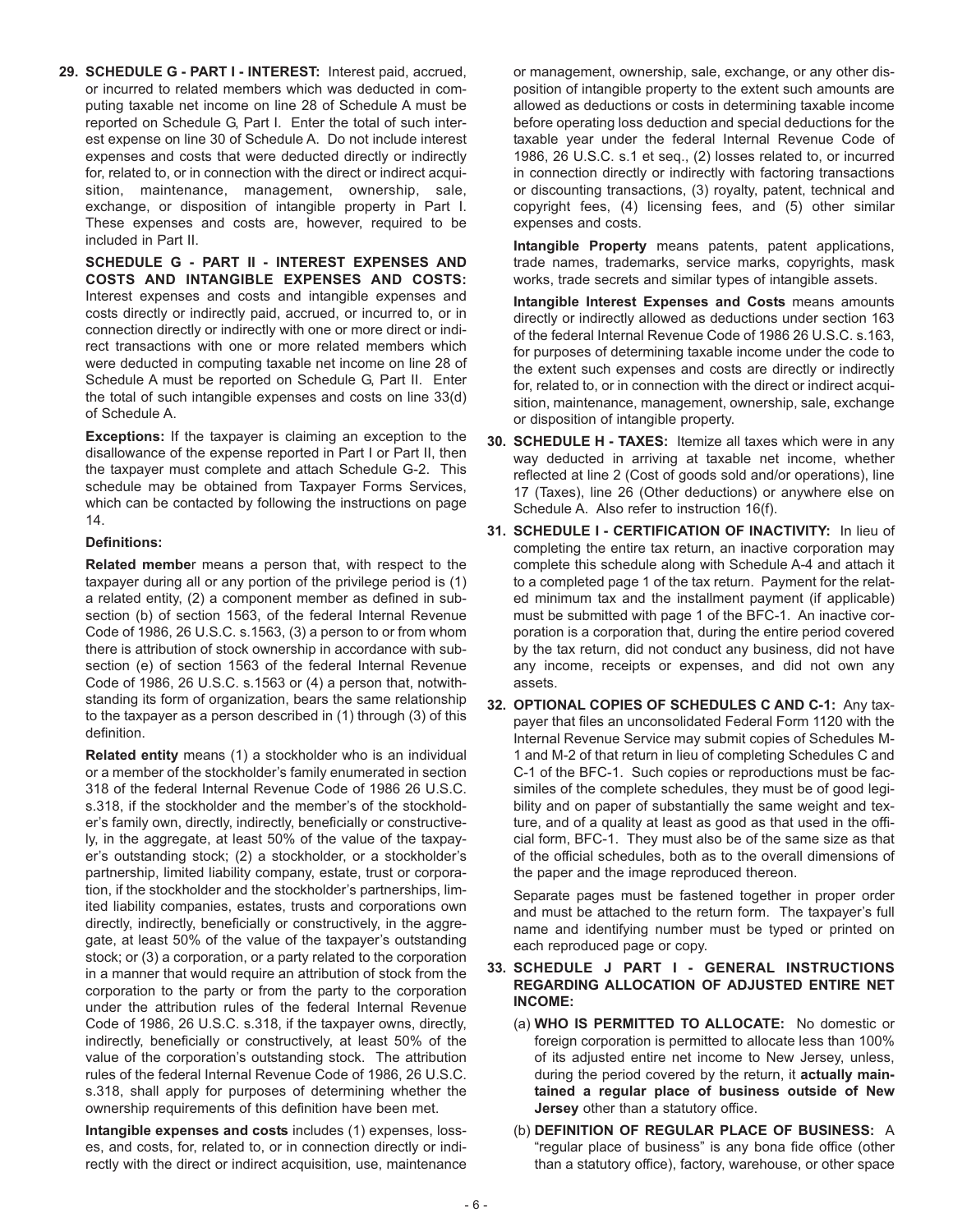**29. SCHEDULE G - PART I - INTEREST:** Interest paid, accrued, or incurred to related members which was deducted in computing taxable net income on line 28 of Schedule A must be reported on Schedule G, Part I. Enter the total of such interest expense on line 30 of Schedule A. Do not include interest expenses and costs that were deducted directly or indirectly for, related to, or in connection with the direct or indirect acquisition, maintenance, management, ownership, sale, exchange, or disposition of intangible property in Part I. These expenses and costs are, however, required to be included in Part II.

**SCHEDULE G - PART II - INTEREST EXPENSES AND COSTS AND INTANGIBLE EXPENSES AND COSTS:** Interest expenses and costs and intangible expenses and costs directly or indirectly paid, accrued, or incurred to, or in connection directly or indirectly with one or more direct or indirect transactions with one or more related members which were deducted in computing taxable net income on line 28 of Schedule A must be reported on Schedule G, Part II. Enter the total of such intangible expenses and costs on line 33(d) of Schedule A.

**Exceptions:** If the taxpayer is claiming an exception to the disallowance of the expense reported in Part I or Part II, then the taxpayer must complete and attach Schedule G-2. This schedule may be obtained from Taxpayer Forms Services, which can be contacted by following the instructions on page 14.

**Definitions:**

**Related member** means a person that, with respect to the taxpayer during all or any portion of the privilege period is (1) a related entity, (2) a component member as defined in subsection (b) of section 1563, of the federal Internal Revenue Code of 1986, 26 U.S.C. s.1563, (3) a person to or from whom there is attribution of stock ownership in accordance with subsection (e) of section 1563 of the federal Internal Revenue Code of 1986, 26 U.S.C. s.1563 or (4) a person that, notwithstanding its form of organization, bears the same relationship to the taxpayer as a person described in (1) through (3) of this definition.

**Related entity** means (1) a stockholder who is an individual or a member of the stockholder's family enumerated in section 318 of the federal Internal Revenue Code of 1986 26 U.S.C. s.318, if the stockholder and the member's of the stockholder's family own, directly, indirectly, beneficially or constructively, in the aggregate, at least 50% of the value of the taxpayer's outstanding stock; (2) a stockholder, or a stockholder's partnership, limited liability company, estate, trust or corporation, if the stockholder and the stockholder's partnerships, limited liability companies, estates, trusts and corporations own directly, indirectly, beneficially or constructively, in the aggregate, at least 50% of the value of the taxpayer's outstanding stock; or (3) a corporation, or a party related to the corporation in a manner that would require an attribution of stock from the corporation to the party or from the party to the corporation under the attribution rules of the federal Internal Revenue Code of 1986, 26 U.S.C. s.318, if the taxpayer owns, directly, indirectly, beneficially or constructively, at least 50% of the value of the corporation's outstanding stock. The attribution rules of the federal Internal Revenue Code of 1986, 26 U.S.C. s.318, shall apply for purposes of determining whether the ownership requirements of this definition have been met.

**Intangible expenses and costs** includes (1) expenses, losses, and costs, for, related to, or in connection directly or indirectly with the direct or indirect acquisition, use, maintenance or management, ownership, sale, exchange, or any other disposition of intangible property to the extent such amounts are allowed as deductions or costs in determining taxable income before operating loss deduction and special deductions for the taxable year under the federal Internal Revenue Code of 1986, 26 U.S.C. s.1 et seq., (2) losses related to, or incurred in connection directly or indirectly with factoring transactions or discounting transactions, (3) royalty, patent, technical and copyright fees, (4) licensing fees, and (5) other similar expenses and costs.

**Intangible Property** means patents, patent applications, trade names, trademarks, service marks, copyrights, mask works, trade secrets and similar types of intangible assets.

**Intangible Interest Expenses and Costs** means amounts directly or indirectly allowed as deductions under section 163 of the federal Internal Revenue Code of 1986 26 U.S.C. s.163, for purposes of determining taxable income under the code to the extent such expenses and costs are directly or indirectly for, related to, or in connection with the direct or indirect acquisition, maintenance, management, ownership, sale, exchange or disposition of intangible property.

**30. SCHEDULE H - TAXES:** Itemize all taxes which were in any way deducted in arriving at taxable net income, whether reflected at line 2 (Cost of goods sold and/or operations), line 17 (Taxes), line 26 (Other deductions) or anywhere else on Schedule A. Also refer to instruction 16(f).

**31. SCHEDULE I - CERTIFICATION OF INACTIVITY:** In lieu of completing the entire tax return, an inactive corporation may complete this schedule along with Schedule A-4 and attach it to a completed page 1 of the tax return. Payment for the related minimum tax and the installment payment (if applicable) must be submitted with page 1 of the BFC-1. An inactive corporation is a corporation that, during the entire period covered by the tax return, did not conduct any business, did not have any income, receipts or expenses, and did not own any assets.

**32. OPTIONAL COPIES OF SCHEDULES C AND C-1:** Any taxpayer that files an unconsolidated Federal Form 1120 with the Internal Revenue Service may submit copies of Schedules M-1 and M-2 of that return in lieu of completing Schedules C and C-1 of the BFC-1. Such copies or reproductions must be facsimiles of the complete schedules, they must be of good legibility and on paper of substantially the same weight and texture, and of a quality at least as good as that used in the official form, BFC-1. They must also be of the same size as that of the official schedules, both as to the overall dimensions of the paper and the image reproduced thereon.

Separate pages must be fastened together in proper order and must be attached to the return form. The taxpayer's full name and identifying number must be typed or printed on each reproduced page or copy.

**33. SCHEDULE J PART I - GENERAL INSTRUCTIONS REGARDING ALLOCATION OF ADJUSTED ENTIRE NET INCOME:**

(a) **WHO IS PERMITTED TO ALLOCATE:** No domestic or foreign corporation is permitted to allocate less than 100% of its adjusted entire net income to New Jersey, unless, during the period covered by the return, it **actually maintained a regular place of business outside of New Jersey** other than a statutory office.

(b) **DEFINITION OF REGULAR PLACE OF BUSINESS:** A "regular place of business" is any bona fide office (other than a statutory office), factory, warehouse, or other space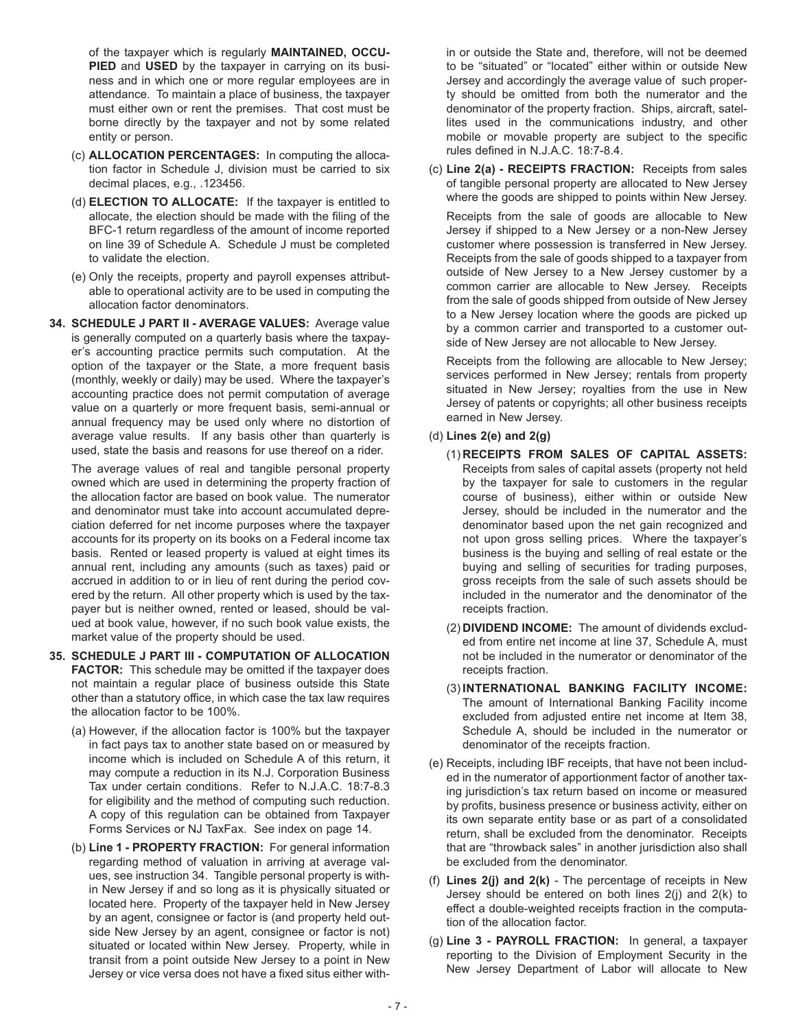of the taxpayer which is regularly **MAINTAINED, OCCUPIED** and **USED** by the taxpayer in carrying on its business and in which one or more regular employees are in attendance. To maintain a place of business, the taxpayer must either own or rent the premises. That cost must be borne directly by the taxpayer and not by some related entity or person.

(c) **ALLOCATION PERCENTAGES:** In computing the allocation factor in Schedule J, division must be carried to six decimal places, e.g., .123456.

(d) **ELECTION TO ALLOCATE:** If the taxpayer is entitled to allocate, the election should be made with the filing of the BFC-1 return regardless of the amount of income reported on line 39 of Schedule A. Schedule J must be completed to validate the election.

(e) Only the receipts, property and payroll expenses attributable to operational activity are to be used in computing the allocation factor denominators.

**34. SCHEDULE J PART II - AVERAGE VALUES:** Average value is generally computed on a quarterly basis where the taxpayer's accounting practice permits such computation. At the option of the taxpayer or the State, a more frequent basis (monthly, weekly or daily) may be used. Where the taxpayer's accounting practice does not permit computation of average value on a quarterly or more frequent basis, semi-annual or annual frequency may be used only where no distortion of average value results. If any basis other than quarterly is used, state the basis and reasons for use thereof on a rider.

The average values of real and tangible personal property owned which are used in determining the property fraction of the allocation factor are based on book value. The numerator and denominator must take into account accumulated depreciation deferred for net income purposes where the taxpayer accounts for its property on its books on a Federal income tax basis. Rented or leased property is valued at eight times its annual rent, including any amounts (such as taxes) paid or accrued in addition to or in lieu of rent during the period covered by the return. All other property which is used by the taxpayer but is neither owned, rented or leased, should be valued at book value, however, if no such book value exists, the market value of the property should be used.

**35. SCHEDULE J PART III - COMPUTATION OF ALLOCATION FACTOR:** This schedule may be omitted if the taxpayer does not maintain a regular place of business outside this State other than a statutory office, in which case the tax law requires the allocation factor to be 100%.

(a) However, if the allocation factor is 100% but the taxpayer in fact pays tax to another state based on or measured by income which is included on Schedule A of this return, it may compute a reduction in its N.J. Corporation Business Tax under certain conditions. Refer to N.J.A.C. 18:7-8.3 for eligibility and the method of computing such reduction. A copy of this regulation can be obtained from Taxpayer Forms Services or NJ TaxFax. See index on page 14.

(b) **Line 1 - PROPERTY FRACTION:** For general information regarding method of valuation in arriving at average values, see instruction 34. Tangible personal property is within New Jersey if and so long as it is physically situated or located here. Property of the taxpayer held in New Jersey by an agent, consignee or factor is (and property held outside New Jersey by an agent, consignee or factor is not) situated or located within New Jersey. Property, while in transit from a point outside New Jersey to a point in New Jersey or vice versa does not have a fixed situs either within or outside the State and, therefore, will not be deemed to be "situated" or "located" either within or outside New Jersey and accordingly the average value of such property should be omitted from both the numerator and the denominator of the property fraction. Ships, aircraft, satellites used in the communications industry, and other mobile or movable property are subject to the specific rules defined in N.J.A.C. 18:7-8.4.

(c) **Line 2(a) - RECEIPTS FRACTION:** Receipts from sales of tangible personal property are allocated to New Jersey where the goods are shipped to points within New Jersey.

Receipts from the sale of goods are allocable to New Jersey if shipped to a New Jersey or a non-New Jersey customer where possession is transferred in New Jersey. Receipts from the sale of goods shipped to a taxpayer from outside of New Jersey to a New Jersey customer by a common carrier are allocable to New Jersey. Receipts from the sale of goods shipped from outside of New Jersey to a New Jersey location where the goods are picked up by a common carrier and transported to a customer outside of New Jersey are not allocable to New Jersey.

Receipts from the following are allocable to New Jersey; services performed in New Jersey; rentals from property situated in New Jersey; royalties from the use in New Jersey of patents or copyrights; all other business receipts earned in New Jersey.

(d) **Lines 2(e) and 2(g)**

(1) **RECEIPTS FROM SALES OF CAPITAL ASSETS:** Receipts from sales of capital assets (property not held by the taxpayer for sale to customers in the regular course of business), either within or outside New Jersey, should be included in the numerator and the denominator based upon the net gain recognized and not upon gross selling prices. Where the taxpayer's business is the buying and selling of real estate or the buying and selling of securities for trading purposes, gross receipts from the sale of such assets should be included in the numerator and the denominator of the receipts fraction.

(2) **DIVIDEND INCOME:** The amount of dividends excluded from entire net income at line 37, Schedule A, must not be included in the numerator or denominator of the receipts fraction.

(3) **INTERNATIONAL BANKING FACILITY INCOME:** The amount of International Banking Facility income excluded from adjusted entire net income at Item 38, Schedule A, should be included in the numerator or denominator of the receipts fraction.

(e) Receipts, including IBF receipts, that have not been included in the numerator of apportionment factor of another taxing jurisdiction's tax return based on income or measured by profits, business presence or business activity, either on its own separate entity base or as part of a consolidated return, shall be excluded from the denominator. Receipts that are "throwback sales" in another jurisdiction also shall be excluded from the denominator.

(f) **Lines 2(j) and 2(k)** - The percentage of receipts in New Jersey should be entered on both lines 2(j) and 2(k) to effect a double-weighted receipts fraction in the computation of the allocation factor.

(g) **Line 3 - PAYROLL FRACTION:** In general, a taxpayer reporting to the Division of Employment Security in the New Jersey Department of Labor will allocate to New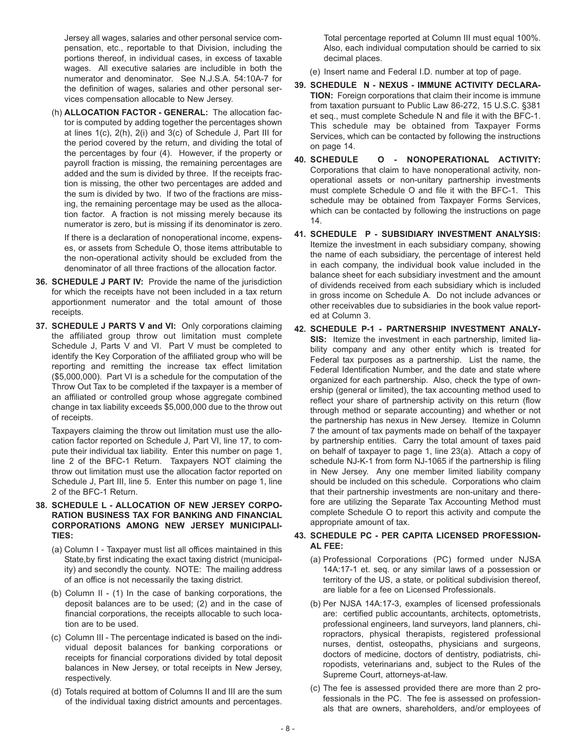Jersey all wages, salaries and other personal service compensation, etc., reportable to that Division, including the portions thereof, in individual cases, in excess of taxable wages. All executive salaries are includible in both the numerator and denominator. See N.J.S.A. 54:10A-7 for the definition of wages, salaries and other personal services compensation allocable to New Jersey.

(h) **ALLOCATION FACTOR - GENERAL:** The allocation factor is computed by adding together the percentages shown at lines 1(c), 2(h), 2(i) and 3(c) of Schedule J, Part III for the period covered by the return, and dividing the total of the percentages by four (4). However, if the property or payroll fraction is missing, the remaining percentages are added and the sum is divided by three. If the receipts fraction is missing, the other two percentages are added and the sum is divided by two. If two of the fractions are missing, the remaining percentage may be used as the allocation factor. A fraction is not missing merely because its numerator is zero, but is missing if its denominator is zero.

If there is a declaration of nonoperational income, expenses, or assets from Schedule O, those items attributable to the non-operational activity should be excluded from the denominator of all three fractions of the allocation factor.

**36. SCHEDULE J PART IV:** Provide the name of the jurisdiction for which the receipts have not been included in a tax return apportionment numerator and the total amount of those receipts.

**37. SCHEDULE J PARTS V and VI:** Only corporations claiming the affiliated group throw out limitation must complete Schedule J, Parts V and VI. Part V must be completed to identify the Key Corporation of the affiliated group who will be reporting and remitting the increase tax effect limitation ($5,000,000). Part VI is a schedule for the computation of the Throw Out Tax to be completed if the taxpayer is a member of an affiliated or controlled group whose aggregate combined change in tax liability exceeds $5,000,000 due to the throw out of receipts.

Taxpayers claiming the throw out limitation must use the allocation factor reported on Schedule J, Part VI, line 17, to compute their individual tax liability. Enter this number on page 1, line 2 of the BFC-1 Return. Taxpayers NOT claiming the throw out limitation must use the allocation factor reported on Schedule J, Part III, line 5. Enter this number on page 1, line 2 of the BFC-1 Return.

**38. SCHEDULE L - ALLOCATION OF NEW JERSEY CORPORATION BUSINESS TAX FOR BANKING AND FINANCIAL CORPORATIONS AMONG NEW JERSEY MUNICIPALITIES:**

(a) Column I - Taxpayer must list all offices maintained in this State,by first indicating the exact taxing district (municipality) and secondly the county. NOTE: The mailing address of an office is not necessarily the taxing district.

(b) Column II - (1) In the case of banking corporations, the deposit balances are to be used; (2) and in the case of financial corporations, the receipts allocable to such location are to be used.

(c) Column III - The percentage indicated is based on the individual deposit balances for banking corporations or receipts for financial corporations divided by total deposit balances in New Jersey, or total receipts in New Jersey, respectively.

(d) Totals required at bottom of Columns II and III are the sum of the individual taxing district amounts and percentages. Total percentage reported at Column III must equal 100%. Also, each individual computation should be carried to six decimal places.

(e) Insert name and Federal I.D. number at top of page.

**39. SCHEDULE N - NEXUS - IMMUNE ACTIVITY DECLARATION:** Foreign corporations that claim their income is immune from taxation pursuant to Public Law 86-272, 15 U.S.C. §381 et seq., must complete Schedule N and file it with the BFC-1. This schedule may be obtained from Taxpayer Forms Services, which can be contacted by following the instructions on page 14.

**40. SCHEDULE O - NONOPERATIONAL ACTIVITY:** Corporations that claim to have nonoperational activity, nonoperational assets or non-unitary partnership investments must complete Schedule O and file it with the BFC-1. This schedule may be obtained from Taxpayer Forms Services, which can be contacted by following the instructions on page 14.

**41. SCHEDULE P - SUBSIDIARY INVESTMENT ANALYSIS:** Itemize the investment in each subsidiary company, showing the name of each subsidiary, the percentage of interest held in each company, the individual book value included in the balance sheet for each subsidiary investment and the amount of dividends received from each subsidiary which is included in gross income on Schedule A. Do not include advances or other receivables due to subsidiaries in the book value reported at Column 3.

**42. SCHEDULE P-1 - PARTNERSHIP INVESTMENT ANALYSIS:** Itemize the investment in each partnership, limited liability company and any other entity which is treated for Federal tax purposes as a partnership. List the name, the Federal Identification Number, and the date and state where organized for each partnership. Also, check the type of ownership (general or limited), the tax accounting method used to reflect your share of partnership activity on this return (flow through method or separate accounting) and whether or not the partnership has nexus in New Jersey. Itemize in Column 7 the amount of tax payments made on behalf of the taxpayer by partnership entities. Carry the total amount of taxes paid on behalf of taxpayer to page 1, line 23(a). Attach a copy of schedule NJ-K-1 from form NJ-1065 if the partnership is filing in New Jersey. Any one member limited liability company should be included on this schedule. Corporations who claim that their partnership investments are non-unitary and therefore are utilizing the Separate Tax Accounting Method must complete Schedule O to report this activity and compute the appropriate amount of tax.

**43. SCHEDULE PC - PER CAPITA LICENSED PROFESSIONAL FEE:**

(a) Professional Corporations (PC) formed under NJSA 14A:17-1 et. seq. or any similar laws of a possession or territory of the US, a state, or political subdivision thereof, are liable for a fee on Licensed Professionals.

(b) Per NJSA 14A:17-3, examples of licensed professionals are: certified public accountants, architects, optometrists, professional engineers, land surveyors, land planners, chiropractors, physical therapists, registered professional nurses, dentist, osteopaths, physicians and surgeons, doctors of medicine, doctors of dentistry, podiatrists, chiropodists, veterinarians and, subject to the Rules of the Supreme Court, attorneys-at-law.

(c) The fee is assessed provided there are more than 2 professionals in the PC. The fee is assessed on professionals that are owners, shareholders, and/or employees of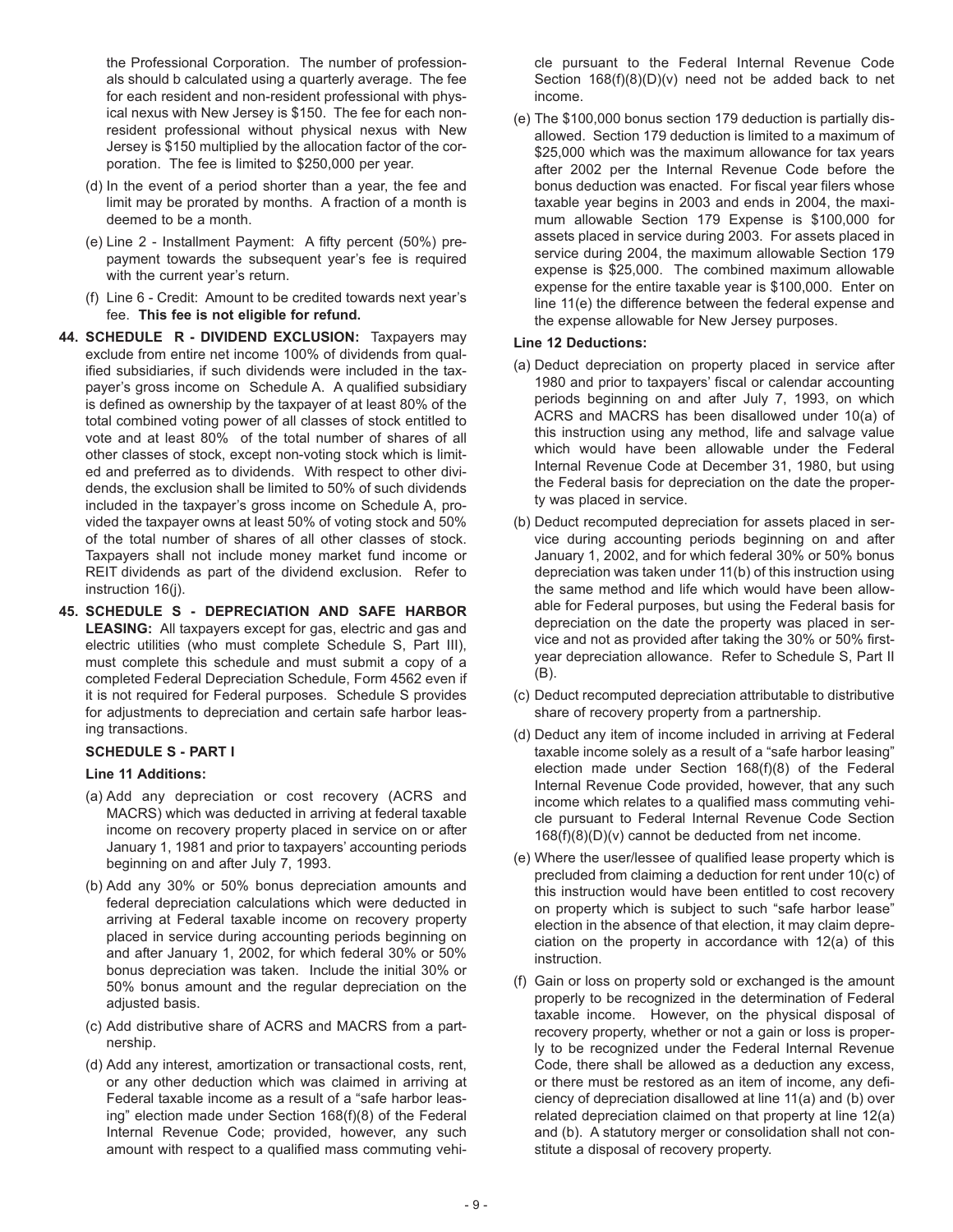the Professional Corporation. The number of professionals should b calculated using a quarterly average. The fee for each resident and non-resident professional with physical nexus with New Jersey is $150. The fee for each nonresident professional without physical nexus with New Jersey is $150 multiplied by the allocation factor of the corporation. The fee is limited to $250,000 per year.

(d) In the event of a period shorter than a year, the fee and limit may be prorated by months. A fraction of a month is deemed to be a month.

(e) Line 2 - Installment Payment: A fifty percent (50%) prepayment towards the subsequent year's fee is required with the current year's return.

(f) Line 6 - Credit: Amount to be credited towards next year's fee. **This fee is not eligible for refund.**

**44. SCHEDULE R - DIVIDEND EXCLUSION:** Taxpayers may exclude from entire net income 100% of dividends from qualified subsidiaries, if such dividends were included in the taxpayer's gross income on Schedule A. A qualified subsidiary is defined as ownership by the taxpayer of at least 80% of the total combined voting power of all classes of stock entitled to vote and at least 80% of the total number of shares of all other classes of stock, except non-voting stock which is limited and preferred as to dividends. With respect to other dividends, the exclusion shall be limited to 50% of such dividends included in the taxpayer's gross income on Schedule A, provided the taxpayer owns at least 50% of voting stock and 50% of the total number of shares of all other classes of stock. Taxpayers shall not include money market fund income or REIT dividends as part of the dividend exclusion. Refer to instruction 16(j).

**45. SCHEDULE S - DEPRECIATION AND SAFE HARBOR LEASING:** All taxpayers except for gas, electric and gas and electric utilities (who must complete Schedule S, Part III), must complete this schedule and must submit a copy of a completed Federal Depreciation Schedule, Form 4562 even if it is not required for Federal purposes. Schedule S provides for adjustments to depreciation and certain safe harbor leasing transactions.

**SCHEDULE S - PART I**

**Line 11 Additions:**

(a) Add any depreciation or cost recovery (ACRS and MACRS) which was deducted in arriving at federal taxable income on recovery property placed in service on or after January 1, 1981 and prior to taxpayers' accounting periods beginning on and after July 7, 1993.

(b) Add any 30% or 50% bonus depreciation amounts and federal depreciation calculations which were deducted in arriving at Federal taxable income on recovery property placed in service during accounting periods beginning on and after January 1, 2002, for which federal 30% or 50% bonus depreciation was taken. Include the initial 30% or 50% bonus amount and the regular depreciation on the adjusted basis.

(c) Add distributive share of ACRS and MACRS from a partnership.

(d) Add any interest, amortization or transactional costs, rent, or any other deduction which was claimed in arriving at Federal taxable income as a result of a "safe harbor leasing" election made under Section 168(f)(8) of the Federal Internal Revenue Code; provided, however, any such amount with respect to a qualified mass commuting vehicle pursuant to the Federal Internal Revenue Code Section 168(f)(8)(D)(v) need not be added back to net income.

(e) The $100,000 bonus section 179 deduction is partially disallowed. Section 179 deduction is limited to a maximum of $25,000 which was the maximum allowance for tax years after 2002 per the Internal Revenue Code before the bonus deduction was enacted. For fiscal year filers whose taxable year begins in 2003 and ends in 2004, the maximum allowable Section 179 Expense is $100,000 for assets placed in service during 2003. For assets placed in service during 2004, the maximum allowable Section 179 expense is $25,000. The combined maximum allowable expense for the entire taxable year is $100,000. Enter on line 11(e) the difference between the federal expense and the expense allowable for New Jersey purposes.

**Line 12 Deductions:**

(a) Deduct depreciation on property placed in service after 1980 and prior to taxpayers' fiscal or calendar accounting periods beginning on and after July 7, 1993, on which ACRS and MACRS has been disallowed under 10(a) of this instruction using any method, life and salvage value which would have been allowable under the Federal Internal Revenue Code at December 31, 1980, but using the Federal basis for depreciation on the date the property was placed in service.

(b) Deduct recomputed depreciation for assets placed in service during accounting periods beginning on and after January 1, 2002, and for which federal 30% or 50% bonus depreciation was taken under 11(b) of this instruction using the same method and life which would have been allowable for Federal purposes, but using the Federal basis for depreciation on the date the property was placed in service and not as provided after taking the 30% or 50% first-year depreciation allowance. Refer to Schedule S, Part II (B).

(c) Deduct recomputed depreciation attributable to distributive share of recovery property from a partnership.

(d) Deduct any item of income included in arriving at Federal taxable income solely as a result of a "safe harbor leasing" election made under Section 168(f)(8) of the Federal Internal Revenue Code provided, however, that any such income which relates to a qualified mass commuting vehicle pursuant to Federal Internal Revenue Code Section 168(f)(8)(D)(v) cannot be deducted from net income.

(e) Where the user/lessee of qualified lease property which is precluded from claiming a deduction for rent under 10(c) of this instruction would have been entitled to cost recovery on property which is subject to such "safe harbor lease" election in the absence of that election, it may claim depreciation on the property in accordance with 12(a) of this instruction.

(f) Gain or loss on property sold or exchanged is the amount properly to be recognized in the determination of Federal taxable income. However, on the physical disposal of recovery property, whether or not a gain or loss is properly to be recognized under the Federal Internal Revenue Code, there shall be allowed as a deduction any excess, or there must be restored as an item of income, any deficiency of depreciation disallowed at line 11(a) and (b) over related depreciation claimed on that property at line 12(a) and (b). A statutory merger or consolidation shall not constitute a disposal of recovery property.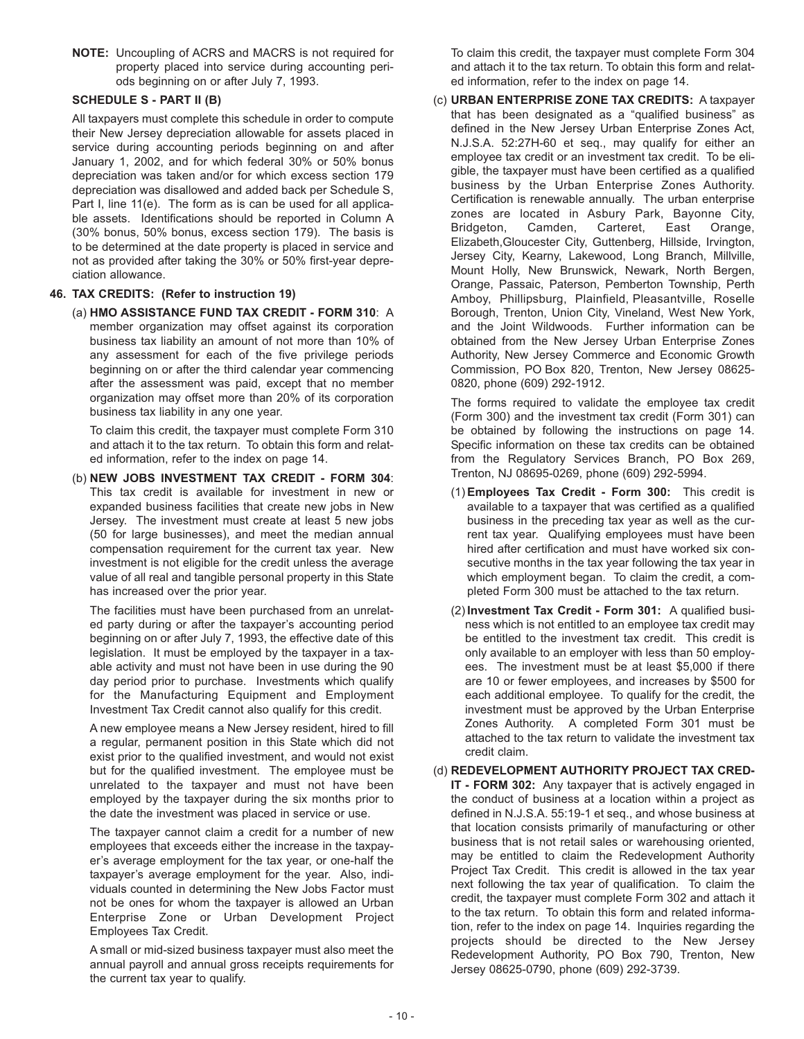**NOTE:** Uncoupling of ACRS and MACRS is not required for property placed into service during accounting periods beginning on or after July 7, 1993.

**SCHEDULE S - PART II (B)**

All taxpayers must complete this schedule in order to compute their New Jersey depreciation allowable for assets placed in service during accounting periods beginning on and after January 1, 2002, and for which federal 30% or 50% bonus depreciation was taken and/or for which excess section 179 depreciation was disallowed and added back per Schedule S, Part I, line 11(e). The form as is can be used for all applicable assets. Identifications should be reported in Column A (30% bonus, 50% bonus, excess section 179). The basis is to be determined at the date property is placed in service and not as provided after taking the 30% or 50% first-year depreciation allowance.

**46. TAX CREDITS: (Refer to instruction 19)**

(a) **HMO ASSISTANCE FUND TAX CREDIT - FORM 310**: A member organization may offset against its corporation business tax liability an amount of not more than 10% of any assessment for each of the five privilege periods beginning on or after the third calendar year commencing after the assessment was paid, except that no member organization may offset more than 20% of its corporation business tax liability in any one year.

To claim this credit, the taxpayer must complete Form 310 and attach it to the tax return. To obtain this form and related information, refer to the index on page 14.

(b) **NEW JOBS INVESTMENT TAX CREDIT - FORM 304**: This tax credit is available for investment in new or expanded business facilities that create new jobs in New Jersey. The investment must create at least 5 new jobs (50 for large businesses), and meet the median annual compensation requirement for the current tax year. New investment is not eligible for the credit unless the average value of all real and tangible personal property in this State has increased over the prior year.

The facilities must have been purchased from an unrelated party during or after the taxpayer's accounting period beginning on or after July 7, 1993, the effective date of this legislation. It must be employed by the taxpayer in a taxable activity and must not have been in use during the 90 day period prior to purchase. Investments which qualify for the Manufacturing Equipment and Employment Investment Tax Credit cannot also qualify for this credit.

A new employee means a New Jersey resident, hired to fill a regular, permanent position in this State which did not exist prior to the qualified investment, and would not exist but for the qualified investment. The employee must be unrelated to the taxpayer and must not have been employed by the taxpayer during the six months prior to the date the investment was placed in service or use.

The taxpayer cannot claim a credit for a number of new employees that exceeds either the increase in the taxpayer's average employment for the tax year, or one-half the taxpayer's average employment for the tax year. Also, individuals counted in determining the New Jobs Factor must not be ones for whom the taxpayer is allowed an Urban Enterprise Zone or Urban Development Project Employees Tax Credit.

A small or mid-sized business taxpayer must also meet the annual payroll and annual gross receipts requirements for the current tax year to qualify.

To claim this credit, the taxpayer must complete Form 304 and attach it to the tax return. To obtain this form and related information, refer to the index on page 14.

(c) **URBAN ENTERPRISE ZONE TAX CREDITS:** A taxpayer that has been designated as a "qualified business" as defined in the New Jersey Urban Enterprise Zones Act, N.J.S.A. 52:27H-60 et seq., may qualify for either an employee tax credit or an investment tax credit. To be eligible, the taxpayer must have been certified as a qualified business by the Urban Enterprise Zones Authority. Certification is renewable annually. The urban enterprise zones are located in Asbury Park, Bayonne City, Bridgeton, Camden, Carteret, East Orange, Elizabeth,Gloucester City, Guttenberg, Hillside, Irvington, Jersey City, Kearny, Lakewood, Long Branch, Millville, Mount Holly, New Brunswick, Newark, North Bergen, Orange, Passaic, Paterson, Pemberton Township, Perth Amboy, Phillipsburg, Plainfield, Pleasantville, Roselle Borough, Trenton, Union City, Vineland, West New York, and the Joint Wildwoods. Further information can be obtained from the New Jersey Urban Enterprise Zones Authority, New Jersey Commerce and Economic Growth Commission, PO Box 820, Trenton, New Jersey 08625-0820, phone (609) 292-1912.

The forms required to validate the employee tax credit (Form 300) and the investment tax credit (Form 301) can be obtained by following the instructions on page 14. Specific information on these tax credits can be obtained from the Regulatory Services Branch, PO Box 269, Trenton, NJ 08695-0269, phone (609) 292-5994.

(1) **Employees Tax Credit - Form 300:** This credit is available to a taxpayer that was certified as a qualified business in the preceding tax year as well as the current tax year. Qualifying employees must have been hired after certification and must have worked six consecutive months in the tax year following the tax year in which employment began. To claim the credit, a completed Form 300 must be attached to the tax return.

(2) **Investment Tax Credit - Form 301:** A qualified business which is not entitled to an employee tax credit may be entitled to the investment tax credit. This credit is only available to an employer with less than 50 employees. The investment must be at least $5,000 if there are 10 or fewer employees, and increases by $500 for each additional employee. To qualify for the credit, the investment must be approved by the Urban Enterprise Zones Authority. A completed Form 301 must be attached to the tax return to validate the investment tax credit claim.

(d) **REDEVELOPMENT AUTHORITY PROJECT TAX CREDIT - FORM 302:** Any taxpayer that is actively engaged in the conduct of business at a location within a project as defined in N.J.S.A. 55:19-1 et seq., and whose business at that location consists primarily of manufacturing or other business that is not retail sales or warehousing oriented, may be entitled to claim the Redevelopment Authority Project Tax Credit. This credit is allowed in the tax year next following the tax year of qualification. To claim the credit, the taxpayer must complete Form 302 and attach it to the tax return. To obtain this form and related information, refer to the index on page 14. Inquiries regarding the projects should be directed to the New Jersey Redevelopment Authority, PO Box 790, Trenton, New Jersey 08625-0790, phone (609) 292-3739.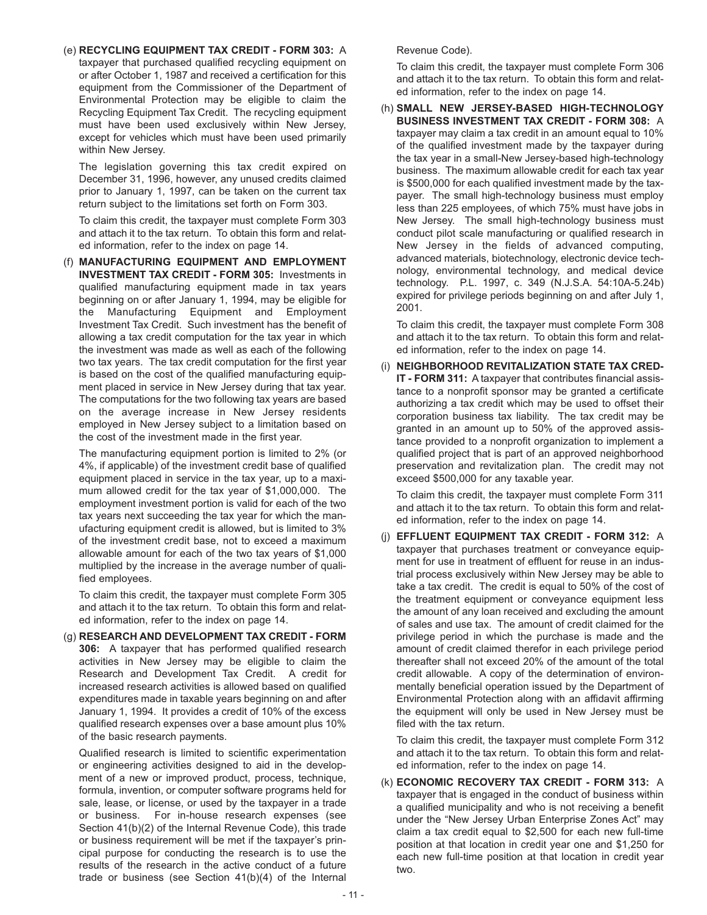(e) **RECYCLING EQUIPMENT TAX CREDIT - FORM 303:** A taxpayer that purchased qualified recycling equipment on or after October 1, 1987 and received a certification for this equipment from the Commissioner of the Department of Environmental Protection may be eligible to claim the Recycling Equipment Tax Credit. The recycling equipment must have been used exclusively within New Jersey, except for vehicles which must have been used primarily within New Jersey.

The legislation governing this tax credit expired on December 31, 1996, however, any unused credits claimed prior to January 1, 1997, can be taken on the current tax return subject to the limitations set forth on Form 303.

To claim this credit, the taxpayer must complete Form 303 and attach it to the tax return. To obtain this form and related information, refer to the index on page 14.

(f) **MANUFACTURING EQUIPMENT AND EMPLOYMENT INVESTMENT TAX CREDIT - FORM 305:** Investments in qualified manufacturing equipment made in tax years beginning on or after January 1, 1994, may be eligible for the Manufacturing Equipment and Employment Investment Tax Credit. Such investment has the benefit of allowing a tax credit computation for the tax year in which the investment was made as well as each of the following two tax years. The tax credit computation for the first year is based on the cost of the qualified manufacturing equipment placed in service in New Jersey during that tax year. The computations for the two following tax years are based on the average increase in New Jersey residents employed in New Jersey subject to a limitation based on the cost of the investment made in the first year.

The manufacturing equipment portion is limited to 2% (or 4%, if applicable) of the investment credit base of qualified equipment placed in service in the tax year, up to a maximum allowed credit for the tax year of $1,000,000. The employment investment portion is valid for each of the two tax years next succeeding the tax year for which the manufacturing equipment credit is allowed, but is limited to 3% of the investment credit base, not to exceed a maximum allowable amount for each of the two tax years of $1,000 multiplied by the increase in the average number of qualified employees.

To claim this credit, the taxpayer must complete Form 305 and attach it to the tax return. To obtain this form and related information, refer to the index on page 14.

(g) **RESEARCH AND DEVELOPMENT TAX CREDIT - FORM 306:** A taxpayer that has performed qualified research activities in New Jersey may be eligible to claim the Research and Development Tax Credit. A credit for increased research activities is allowed based on qualified expenditures made in taxable years beginning on and after January 1, 1994. It provides a credit of 10% of the excess qualified research expenses over a base amount plus 10% of the basic research payments.

Qualified research is limited to scientific experimentation or engineering activities designed to aid in the development of a new or improved product, process, technique, formula, invention, or computer software programs held for sale, lease, or license, or used by the taxpayer in a trade or business. For in-house research expenses (see Section 41(b)(2) of the Internal Revenue Code), this trade or business requirement will be met if the taxpayer's principal purpose for conducting the research is to use the results of the research in the active conduct of a future trade or business (see Section 41(b)(4) of the Internal Revenue Code).

To claim this credit, the taxpayer must complete Form 306 and attach it to the tax return. To obtain this form and related information, refer to the index on page 14.

(h) **SMALL NEW JERSEY-BASED HIGH-TECHNOLOGY BUSINESS INVESTMENT TAX CREDIT - FORM 308:** A taxpayer may claim a tax credit in an amount equal to 10% of the qualified investment made by the taxpayer during the tax year in a small-New Jersey-based high-technology business. The maximum allowable credit for each tax year is $500,000 for each qualified investment made by the taxpayer. The small high-technology business must employ less than 225 employees, of which 75% must have jobs in New Jersey. The small high-technology business must conduct pilot scale manufacturing or qualified research in New Jersey in the fields of advanced computing, advanced materials, biotechnology, electronic device technology, environmental technology, and medical device technology. P.L. 1997, c. 349 (N.J.S.A. 54:10A-5.24b) expired for privilege periods beginning on and after July 1, 2001.

To claim this credit, the taxpayer must complete Form 308 and attach it to the tax return. To obtain this form and related information, refer to the index on page 14.

(i) **NEIGHBORHOOD REVITALIZATION STATE TAX CREDIT - FORM 311:** A taxpayer that contributes financial assistance to a nonprofit sponsor may be granted a certificate authorizing a tax credit which may be used to offset their corporation business tax liability. The tax credit may be granted in an amount up to 50% of the approved assistance provided to a nonprofit organization to implement a qualified project that is part of an approved neighborhood preservation and revitalization plan. The credit may not exceed $500,000 for any taxable year.

To claim this credit, the taxpayer must complete Form 311 and attach it to the tax return. To obtain this form and related information, refer to the index on page 14.

(j) **EFFLUENT EQUIPMENT TAX CREDIT - FORM 312:** A taxpayer that purchases treatment or conveyance equipment for use in treatment of effluent for reuse in an industrial process exclusively within New Jersey may be able to take a tax credit. The credit is equal to 50% of the cost of the treatment equipment or conveyance equipment less the amount of any loan received and excluding the amount of sales and use tax. The amount of credit claimed for the privilege period in which the purchase is made and the amount of credit claimed therefor in each privilege period thereafter shall not exceed 20% of the amount of the total credit allowable. A copy of the determination of environmentally beneficial operation issued by the Department of Environmental Protection along with an affidavit affirming the equipment will only be used in New Jersey must be filed with the tax return.

To claim this credit, the taxpayer must complete Form 312 and attach it to the tax return. To obtain this form and related information, refer to the index on page 14.

(k) **ECONOMIC RECOVERY TAX CREDIT - FORM 313:** A taxpayer that is engaged in the conduct of business within a qualified municipality and who is not receiving a benefit under the "New Jersey Urban Enterprise Zones Act" may claim a tax credit equal to $2,500 for each new full-time position at that location in credit year one and $1,250 for each new full-time position at that location in credit year two.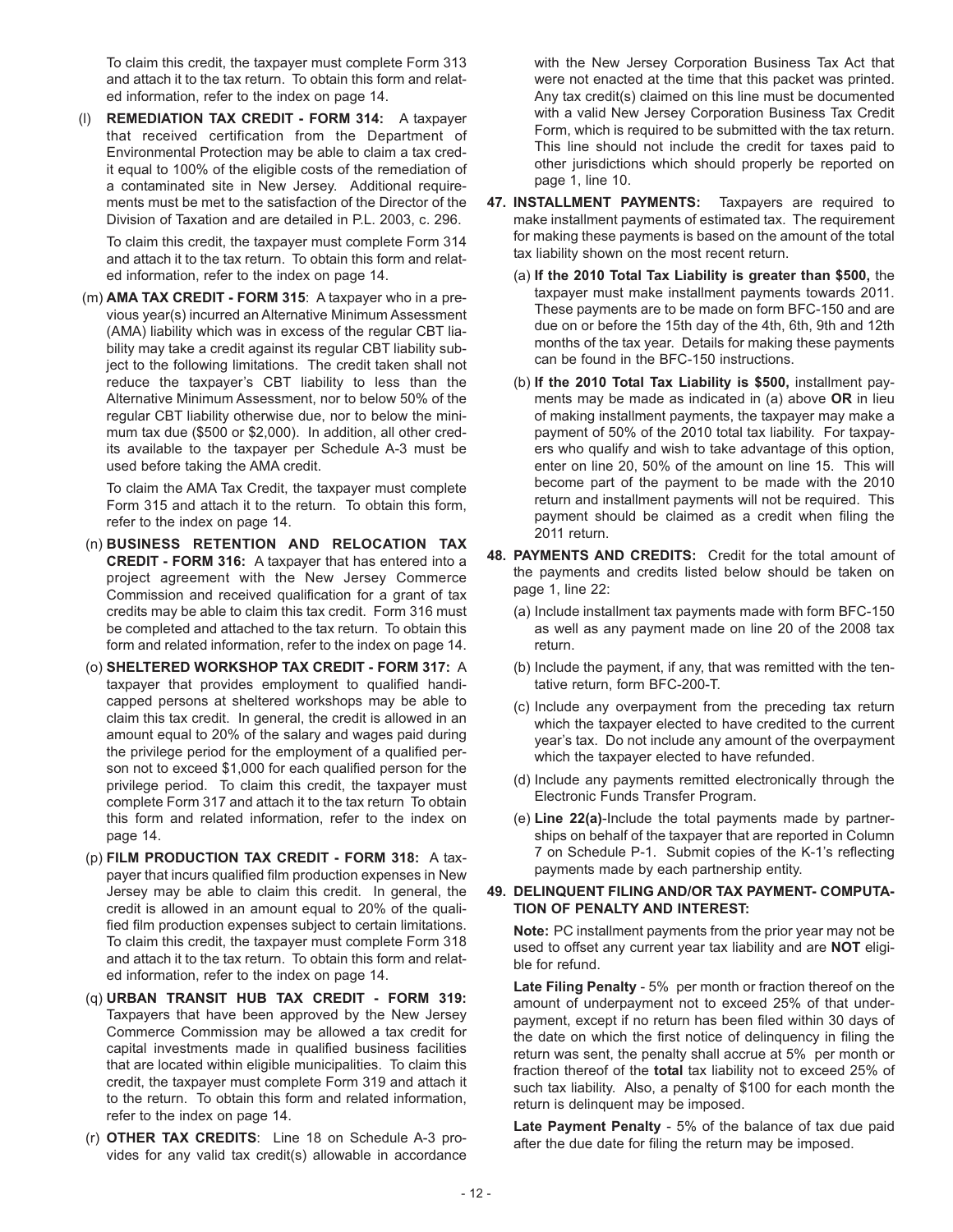To claim this credit, the taxpayer must complete Form 313 and attach it to the tax return. To obtain this form and related information, refer to the index on page 14.

(l) **REMEDIATION TAX CREDIT - FORM 314:** A taxpayer that received certification from the Department of Environmental Protection may be able to claim a tax credit equal to 100% of the eligible costs of the remediation of a contaminated site in New Jersey. Additional requirements must be met to the satisfaction of the Director of the Division of Taxation and are detailed in P.L. 2003, c. 296.

To claim this credit, the taxpayer must complete Form 314 and attach it to the tax return. To obtain this form and related information, refer to the index on page 14.

(m) **AMA TAX CREDIT - FORM 315**: A taxpayer who in a previous year(s) incurred an Alternative Minimum Assessment (AMA) liability which was in excess of the regular CBT liability may take a credit against its regular CBT liability subject to the following limitations. The credit taken shall not reduce the taxpayer's CBT liability to less than the Alternative Minimum Assessment, nor to below 50% of the regular CBT liability otherwise due, nor to below the minimum tax due ($500 or $2,000). In addition, all other credits available to the taxpayer per Schedule A-3 must be used before taking the AMA credit.

To claim the AMA Tax Credit, the taxpayer must complete Form 315 and attach it to the return. To obtain this form, refer to the index on page 14.

(n) **BUSINESS RETENTION AND RELOCATION TAX CREDIT - FORM 316:** A taxpayer that has entered into a project agreement with the New Jersey Commerce Commission and received qualification for a grant of tax credits may be able to claim this tax credit. Form 316 must be completed and attached to the tax return. To obtain this form and related information, refer to the index on page 14.

(o) **SHELTERED WORKSHOP TAX CREDIT - FORM 317:** A taxpayer that provides employment to qualified handicapped persons at sheltered workshops may be able to claim this tax credit. In general, the credit is allowed in an amount equal to 20% of the salary and wages paid during the privilege period for the employment of a qualified person not to exceed $1,000 for each qualified person for the privilege period. To claim this credit, the taxpayer must complete Form 317 and attach it to the tax return To obtain this form and related information, refer to the index on page 14.

(p) **FILM PRODUCTION TAX CREDIT - FORM 318:** A taxpayer that incurs qualified film production expenses in New Jersey may be able to claim this credit. In general, the credit is allowed in an amount equal to 20% of the qualified film production expenses subject to certain limitations. To claim this credit, the taxpayer must complete Form 318 and attach it to the tax return. To obtain this form and related information, refer to the index on page 14.

(q) **URBAN TRANSIT HUB TAX CREDIT - FORM 319:** Taxpayers that have been approved by the New Jersey Commerce Commission may be allowed a tax credit for capital investments made in qualified business facilities that are located within eligible municipalities. To claim this credit, the taxpayer must complete Form 319 and attach it to the return. To obtain this form and related information, refer to the index on page 14.

(r) **OTHER TAX CREDITS**: Line 18 on Schedule A-3 provides for any valid tax credit(s) allowable in accordance with the New Jersey Corporation Business Tax Act that were not enacted at the time that this packet was printed. Any tax credit(s) claimed on this line must be documented with a valid New Jersey Corporation Business Tax Credit Form, which is required to be submitted with the tax return. This line should not include the credit for taxes paid to other jurisdictions which should properly be reported on page 1, line 10.

**47. INSTALLMENT PAYMENTS:** Taxpayers are required to make installment payments of estimated tax. The requirement for making these payments is based on the amount of the total tax liability shown on the most recent return.

(a) **If the 2010 Total Tax Liability is greater than $500,** the taxpayer must make installment payments towards 2011. These payments are to be made on form BFC-150 and are due on or before the 15th day of the 4th, 6th, 9th and 12th months of the tax year. Details for making these payments can be found in the BFC-150 instructions.

(b) **If the 2010 Total Tax Liability is $500,** installment payments may be made as indicated in (a) above **OR** in lieu of making installment payments, the taxpayer may make a payment of 50% of the 2010 total tax liability. For taxpayers who qualify and wish to take advantage of this option, enter on line 20, 50% of the amount on line 15. This will become part of the payment to be made with the 2010 return and installment payments will not be required. This payment should be claimed as a credit when filing the 2011 return.

**48. PAYMENTS AND CREDITS:** Credit for the total amount of the payments and credits listed below should be taken on page 1, line 22:

(a) Include installment tax payments made with form BFC-150 as well as any payment made on line 20 of the 2008 tax return.

(b) Include the payment, if any, that was remitted with the tentative return, form BFC-200-T.

(c) Include any overpayment from the preceding tax return which the taxpayer elected to have credited to the current year's tax. Do not include any amount of the overpayment which the taxpayer elected to have refunded.

(d) Include any payments remitted electronically through the Electronic Funds Transfer Program.

(e) **Line 22(a)**-Include the total payments made by partnerships on behalf of the taxpayer that are reported in Column 7 on Schedule P-1. Submit copies of the K-1's reflecting payments made by each partnership entity.

**49. DELINQUENT FILING AND/OR TAX PAYMENT- COMPUTATION OF PENALTY AND INTEREST:**

**Note:** PC installment payments from the prior year may not be used to offset any current year tax liability and are **NOT** eligible for refund.

**Late Filing Penalty** - 5% per month or fraction thereof on the amount of underpayment not to exceed 25% of that underpayment, except if no return has been filed within 30 days of the date on which the first notice of delinquency in filing the return was sent, the penalty shall accrue at 5% per month or fraction thereof of the **total** tax liability not to exceed 25% of such tax liability. Also, a penalty of $100 for each month the return is delinquent may be imposed.

**Late Payment Penalty** - 5% of the balance of tax due paid after the due date for filing the return may be imposed.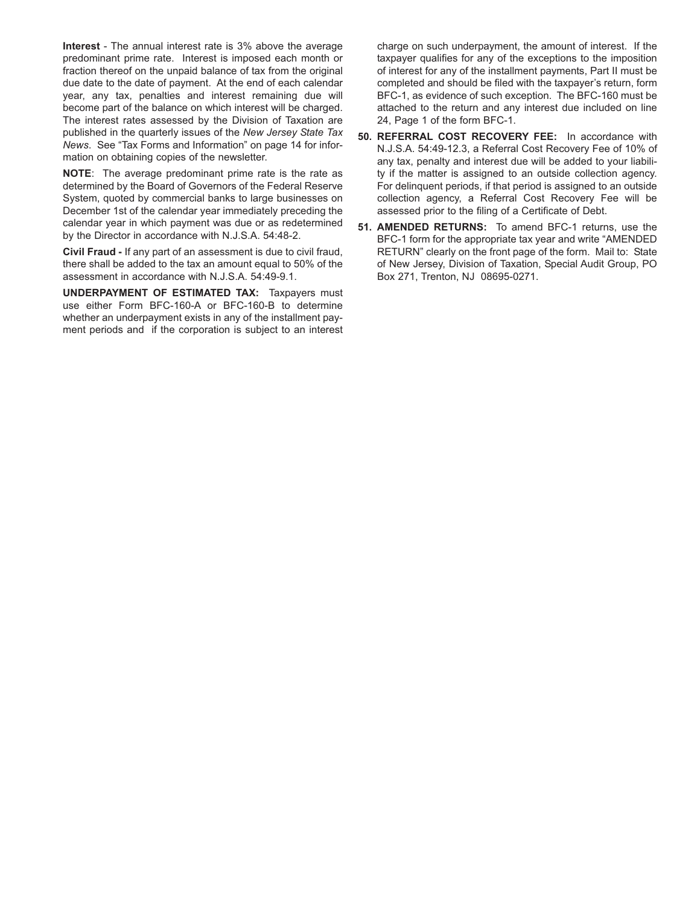**Interest** - The annual interest rate is 3% above the average predominant prime rate. Interest is imposed each month or fraction thereof on the unpaid balance of tax from the original due date to the date of payment. At the end of each calendar year, any tax, penalties and interest remaining due will become part of the balance on which interest will be charged. The interest rates assessed by the Division of Taxation are published in the quarterly issues of the *New Jersey State Tax News*. See "Tax Forms and Information" on page 14 for information on obtaining copies of the newsletter.

**NOTE**: The average predominant prime rate is the rate as determined by the Board of Governors of the Federal Reserve System, quoted by commercial banks to large businesses on December 1st of the calendar year immediately preceding the calendar year in which payment was due or as redetermined by the Director in accordance with N.J.S.A. 54:48-2.

**Civil Fraud -** If any part of an assessment is due to civil fraud, there shall be added to the tax an amount equal to 50% of the assessment in accordance with N.J.S.A. 54:49-9.1.

**UNDERPAYMENT OF ESTIMATED TAX:** Taxpayers must use either Form BFC-160-A or BFC-160-B to determine whether an underpayment exists in any of the installment payment periods and if the corporation is subject to an interest charge on such underpayment, the amount of interest. If the taxpayer qualifies for any of the exceptions to the imposition of interest for any of the installment payments, Part II must be completed and should be filed with the taxpayer's return, form BFC-1, as evidence of such exception. The BFC-160 must be attached to the return and any interest due included on line 24, Page 1 of the form BFC-1.

50. **REFERRAL COST RECOVERY FEE:** In accordance with N.J.S.A. 54:49-12.3, a Referral Cost Recovery Fee of 10% of any tax, penalty and interest due will be added to your liability if the matter is assigned to an outside collection agency. For delinquent periods, if that period is assigned to an outside collection agency, a Referral Cost Recovery Fee will be assessed prior to the filing of a Certificate of Debt.

51. **AMENDED RETURNS:** To amend BFC-1 returns, use the BFC-1 form for the appropriate tax year and write "AMENDED RETURN" clearly on the front page of the form. Mail to: State of New Jersey, Division of Taxation, Special Audit Group, PO Box 271, Trenton, NJ 08695-0271.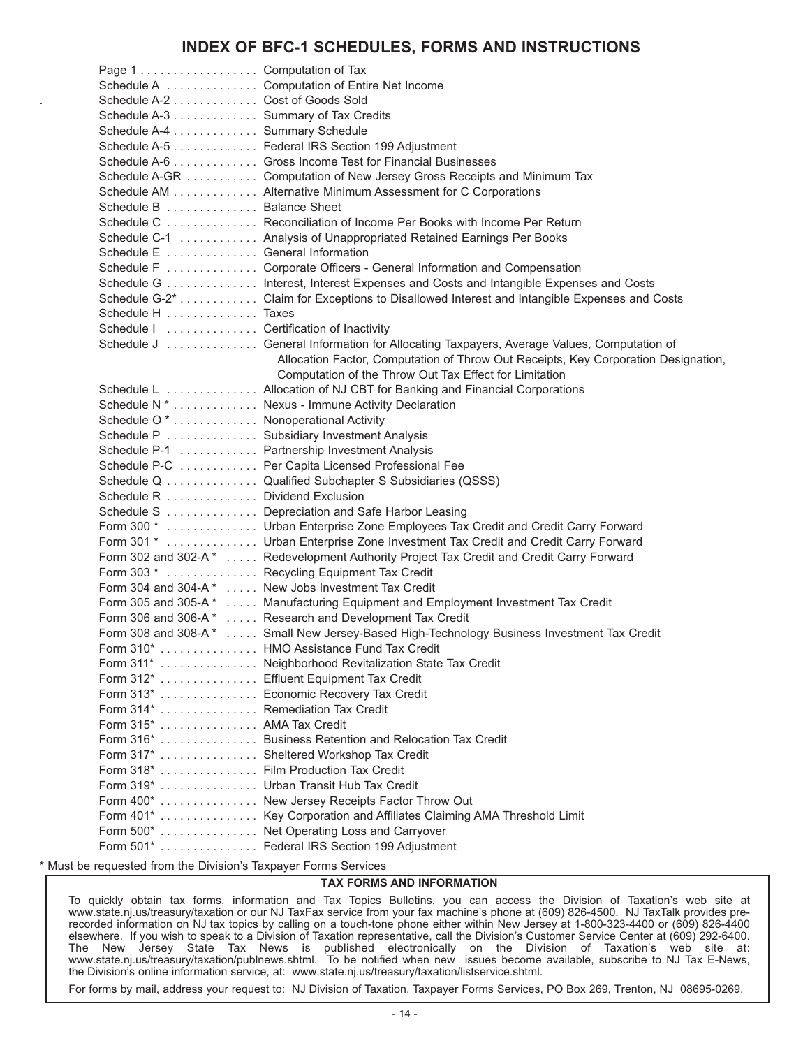# INDEX OF BFC-1 SCHEDULES, FORMS AND INSTRUCTIONS

| | |
|---|---|
| Page 1 | Computation of Tax |
| Schedule A | Computation of Entire Net Income |
| Schedule A-2 | Cost of Goods Sold |
| Schedule A-3 | Summary of Tax Credits |
| Schedule A-4 | Summary Schedule |
| Schedule A-5 | Federal IRS Section 199 Adjustment |
| Schedule A-6 | Gross Income Test for Financial Businesses |
| Schedule A-GR | Computation of New Jersey Gross Receipts and Minimum Tax |
| Schedule AM | Alternative Minimum Assessment for C Corporations |
| Schedule B | Balance Sheet |
| Schedule C | Reconciliation of Income Per Books with Income Per Return |
| Schedule C-1 | Analysis of Unappropriated Retained Earnings Per Books |
| Schedule E | General Information |
| Schedule F | Corporate Officers - General Information and Compensation |
| Schedule G | Interest, Interest Expenses and Costs and Intangible Expenses and Costs |
| Schedule G-2* | Claim for Exceptions to Disallowed Interest and Intangible Expenses and Costs |
| Schedule H | Taxes |
| Schedule I | Certification of Inactivity |
| Schedule J | General Information for Allocating Taxpayers, Average Values, Computation of Allocation Factor, Computation of Throw Out Receipts, Key Corporation Designation, Computation of the Throw Out Tax Effect for Limitation |
| Schedule L | Allocation of NJ CBT for Banking and Financial Corporations |
| Schedule N * | Nexus - Immune Activity Declaration |
| Schedule O * | Nonoperational Activity |
| Schedule P | Subsidiary Investment Analysis |
| Schedule P-1 | Partnership Investment Analysis |
| Schedule P-C | Per Capita Licensed Professional Fee |
| Schedule Q | Qualified Subchapter S Subsidiaries (QSSS) |
| Schedule R | Dividend Exclusion |
| Schedule S | Depreciation and Safe Harbor Leasing |
| Form 300 * | Urban Enterprise Zone Employees Tax Credit and Credit Carry Forward |
| Form 301 * | Urban Enterprise Zone Investment Tax Credit and Credit Carry Forward |
| Form 302 and 302-A * | Redevelopment Authority Project Tax Credit and Credit Carry Forward |
| Form 303 * | Recycling Equipment Tax Credit |
| Form 304 and 304-A * | New Jobs Investment Tax Credit |
| Form 305 and 305-A * | Manufacturing Equipment and Employment Investment Tax Credit |
| Form 306 and 306-A * | Research and Development Tax Credit |
| Form 308 and 308-A * | Small New Jersey-Based High-Technology Business Investment Tax Credit |
| Form 310* | HMO Assistance Fund Tax Credit |
| Form 311* | Neighborhood Revitalization State Tax Credit |
| Form 312* | Effluent Equipment Tax Credit |
| Form 313* | Economic Recovery Tax Credit |
| Form 314* | Remediation Tax Credit |
| Form 315* | AMA Tax Credit |
| Form 316* | Business Retention and Relocation Tax Credit |
| Form 317* | Sheltered Workshop Tax Credit |
| Form 318* | Film Production Tax Credit |
| Form 319* | Urban Transit Hub Tax Credit |
| Form 400* | New Jersey Receipts Factor Throw Out |
| Form 401* | Key Corporation and Affiliates Claiming AMA Threshold Limit |
| Form 500* | Net Operating Loss and Carryover |
| Form 501* | Federal IRS Section 199 Adjustment |

\* Must be requested from the Division's Taxpayer Forms Services

**TAX FORMS AND INFORMATION**

To quickly obtain tax forms, information and Tax Topics Bulletins, you can access the Division of Taxation's web site at www.state.nj.us/treasury/taxation or our NJ TaxFax service from your fax machine's phone at (609) 826-4500. NJ TaxTalk provides pre-recorded information on NJ tax topics by calling on a touch-tone phone either within New Jersey at 1-800-323-4400 or (609) 826-4400 elsewhere. If you wish to speak to a Division of Taxation representative, call the Division's Customer Service Center at (609) 292-6400. The New Jersey State Tax News is published electronically on the Division of Taxation's web site at: www.state.nj.us/treasury/taxation/publnews.shtml. To be notified when new issues become available, subscribe to NJ Tax E-News, the Division's online information service, at: www.state.nj.us/treasury/taxation/listservice.shtml.

For forms by mail, address your request to: NJ Division of Taxation, Taxpayer Forms Services, PO Box 269, Trenton, NJ 08695-0269.